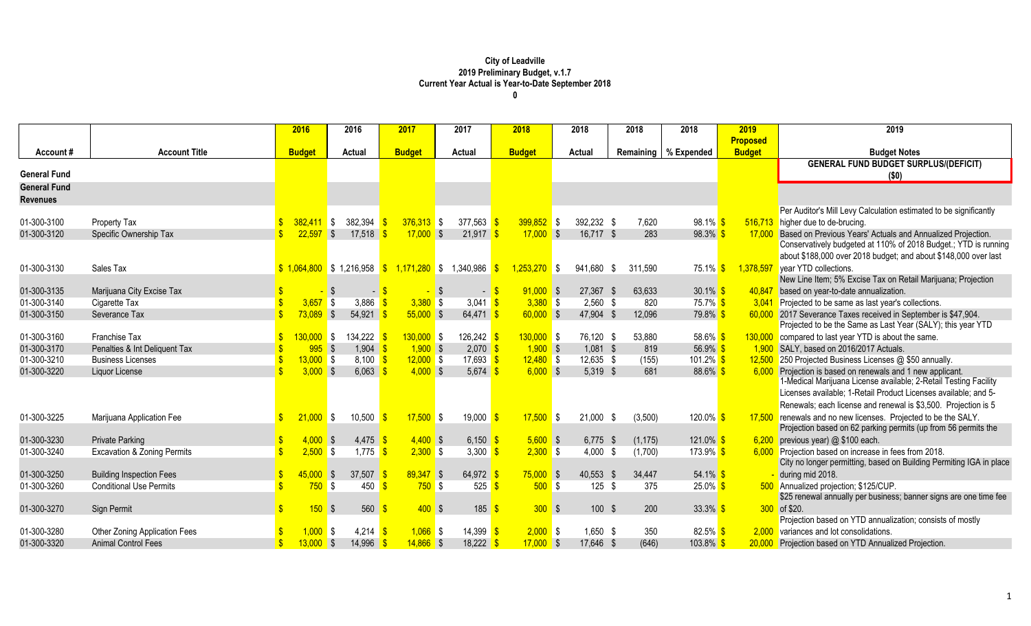# City of Leadville
## 2019 Preliminary Budget, v.1.7
### Current Year Actual is Year-to-Date September 2018

0

| Account # | Account Title | 2016 Budget | 2016 Actual | 2017 Budget | 2017 Actual | 2018 Budget | 2018 Actual | 2018 Remaining | 2018 % Expended | 2019 Proposed Budget | 2019 Budget Notes |
|---|---|---|---|---|---|---|---|---|---|---|---|
| **General Fund** | | | | | | | | | | | **GENERAL FUND BUDGET SURPLUS/(DEFICIT)** ($0) |
| **General Fund Revenues** | | | | | | | | | | | |
| 01-300-3100 | Property Tax | $ 382,411 | $ 382,394 | $ 376,313 | $ 377,563 | $ 399,852 | $ 392,232 | $ 7,620 | 98.1% | $ 516,713 | Per Auditor's Mill Levy Calculation estimated to be significantly higher due to de-brucing. |
| 01-300-3120 | Specific Ownership Tax | $ 22,597 | $ 17,518 | $ 17,000 | $ 21,917 | $ 17,000 | $ 16,717 | $ 283 | 98.3% | $ 17,000 | Based on Previous Years' Actuals and Annualized Projection. |
| 01-300-3130 | Sales Tax | $ 1,064,800 | $ 1,216,958 | $ 1,171,280 | $ 1,340,986 | $ 1,253,270 | $ 941,680 | $ 311,590 | 75.1% | $ 1,378,597 | Conservatively budgeted at 110% of 2018 Budget.; YTD is running about $188,000 over 2018 budget; and about $148,000 over last year YTD collections. |
| 01-300-3135 | Marijuana City Excise Tax | $ - | $ - | $ - | $ - | $ 91,000 | $ 27,367 | $ 63,633 | 30.1% | $ 40,847 | New Line Item; 5% Excise Tax on Retail Marijuana; Projection based on year-to-date annualization. |
| 01-300-3140 | Cigarette Tax | $ 3,657 | $ 3,886 | $ 3,380 | $ 3,041 | $ 3,380 | $ 2,560 | $ 820 | 75.7% | $ 3,041 | Projected to be same as last year's collections. |
| 01-300-3150 | Severance Tax | $ 73,089 | $ 54,921 | $ 55,000 | $ 64,471 | $ 60,000 | $ 47,904 | $ 12,096 | 79.8% | $ 60,000 | 2017 Severance Taxes received in September is $47,904. |
| 01-300-3160 | Franchise Tax | $ 130,000 | $ 134,222 | $ 130,000 | $ 126,242 | $ 130,000 | $ 76,120 | $ 53,880 | 58.6% | $ 130,000 | Projected to be the Same as Last Year (SALY); this year YTD compared to last year YTD is about the same. |
| 01-300-3170 | Penalties & Int Deliquent Tax | $ 995 | $ 1,904 | $ 1,900 | $ 2,070 | $ 1,900 | $ 1,081 | $ 819 | 56.9% | $ 1,900 | SALY, based on 2016/2017 Actuals. |
| 01-300-3210 | Business Licenses | $ 13,000 | $ 8,100 | $ 12,000 | $ 17,693 | $ 12,480 | $ 12,635 | $ (155) | 101.2% | $ 12,500 | 250 Projected Business Licenses @ $50 annually. |
| 01-300-3220 | Liquor License | $ 3,000 | $ 6,063 | $ 4,000 | $ 5,674 | $ 6,000 | $ 5,319 | $ 681 | 88.6% | $ 6,000 | Projection is based on renewals and 1 new applicant. |
| 01-300-3225 | Marijuana Application Fee | $ 21,000 | $ 10,500 | $ 17,500 | $ 19,000 | $ 17,500 | $ 21,000 | $ (3,500) | 120.0% | $ 17,500 | 1-Medical Marijuana License available; 2-Retail Testing Facility Licenses available; 1-Retail Product Licenses available; and 5-Renewals; each license and renewal is $3,500. Projection is 5 renewals and no new licenses. Projected to be the SALY. |
| 01-300-3230 | Private Parking | $ 4,000 | $ 4,475 | $ 4,400 | $ 6,150 | $ 5,600 | $ 6,775 | $ (1,175) | 121.0% | $ 6,200 | Projection based on 62 parking permits (up from 56 permits the previous year) @ $100 each. |
| 01-300-3240 | Excavation & Zoning Permits | $ 2,500 | $ 1,775 | $ 2,300 | $ 3,300 | $ 2,300 | $ 4,000 | $ (1,700) | 173.9% | $ 6,000 | Projection based on increase in fees from 2018. |
| 01-300-3250 | Building Inspection Fees | $ 45,000 | $ 37,507 | $ 89,347 | $ 64,972 | $ 75,000 | $ 40,553 | $ 34,447 | 54.1% | $ - | City no longer permitting, based on Building Permiting IGA in place during mid 2018. |
| 01-300-3260 | Conditional Use Permits | $ 750 | $ 450 | $ 750 | $ 525 | $ 500 | $ 125 | $ 375 | 25.0% | $ 500 | Annualized projection; $125/CUP. |
| 01-300-3270 | Sign Permit | $ 150 | $ 560 | $ 400 | $ 185 | $ 300 | $ 100 | $ 200 | 33.3% | $ 300 | $25 renewal annually per business; banner signs are one time fee of $20. |
| 01-300-3280 | Other Zoning Application Fees | $ 1,000 | $ 4,214 | $ 1,066 | $ 14,399 | $ 2,000 | $ 1,650 | $ 350 | 82.5% | $ 2,000 | Projection based on YTD annualization; consists of mostly variances and lot consolidations. |
| 01-300-3320 | Animal Control Fees | $ 13,000 | $ 14,996 | $ 14,866 | $ 18,222 | $ 17,000 | $ 17,646 | $ (646) | 103.8% | $ 20,000 | Projection based on YTD Annualized Projection. |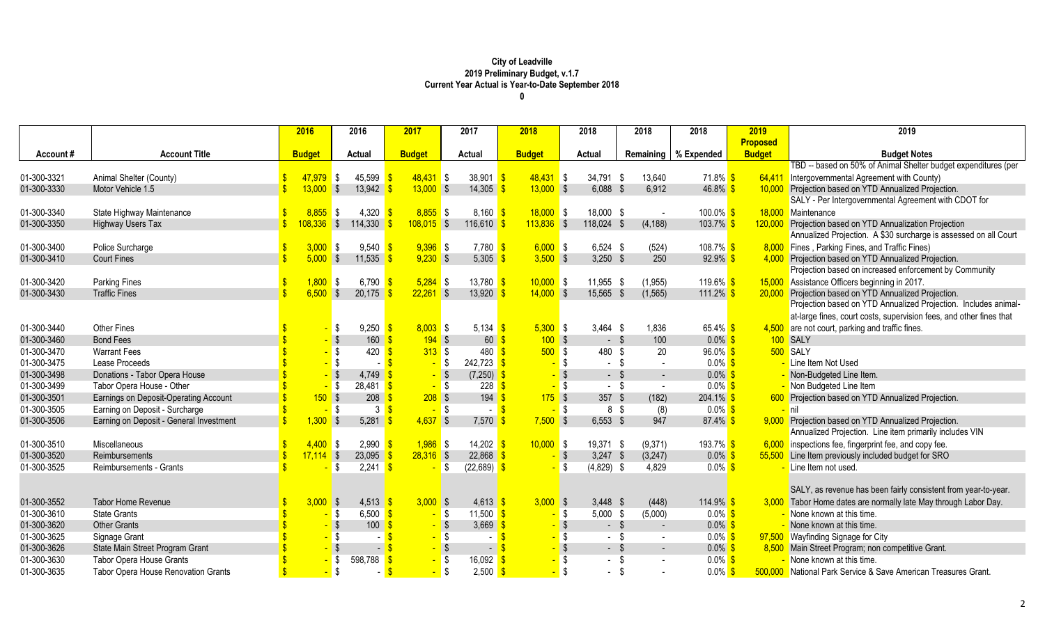**City of Leadville**
**2019 Preliminary Budget, v.1.7**
**Current Year Actual is Year-to-Date September 2018**
**0**

| Account # | Account Title | 2016 Budget | 2016 Actual | 2017 Budget | 2017 Actual | 2018 Budget | 2018 Actual | 2018 Remaining | 2018 % Expended | 2019 Proposed Budget | 2019 Budget Notes |
|---|---|---|---|---|---|---|---|---|---|---|---|
| 01-300-3321 | Animal Shelter (County) | $ 47,979 | $ 45,599 | $ 48,431 | $ 38,901 | $ 48,431 | $ 34,791 | $ 13,640 | 71.8% | $ 64,411 | TBD -- based on 50% of Animal Shelter budget expenditures (per Intergovernmental Agreement with County) |
| 01-300-3330 | Motor Vehicle 1.5 | $ 13,000 | $ 13,942 | $ 13,000 | $ 14,305 | $ 13,000 | $ 6,088 | $ 6,912 | 46.8% | $ 10,000 | Projection based on YTD Annualized Projection. |
| 01-300-3340 | State Highway Maintenance | $ 8,855 | $ 4,320 | $ 8,855 | $ 8,160 | $ 18,000 | $ 18,000 | $ - | 100.0% | $ 18,000 | SALY - Per Intergovernmental Agreement with CDOT for Maintenance |
| 01-300-3350 | Highway Users Tax | $ 108,336 | $ 114,330 | $ 108,015 | $ 116,610 | $ 113,836 | $ 118,024 | $ (4,188) | 103.7% | $ 120,000 | Projection based on YTD Annualization Projection |
| 01-300-3400 | Police Surcharge | $ 3,000 | $ 9,540 | $ 9,396 | $ 7,780 | $ 6,000 | $ 6,524 | $ (524) | 108.7% | $ 8,000 | Annualized Projection. A $30 surcharge is assessed on all Court Fines , Parking Fines, and Traffic Fines) |
| 01-300-3410 | Court Fines | $ 5,000 | $ 11,535 | $ 9,230 | $ 5,305 | $ 3,500 | $ 3,250 | $ 250 | 92.9% | $ 4,000 | Projection based on YTD Annualized Projection. |
| 01-300-3420 | Parking Fines | $ 1,800 | $ 6,790 | $ 5,284 | $ 13,780 | $ 10,000 | $ 11,955 | $ (1,955) | 119.6% | $ 15,000 | Projection based on increased enforcement by Community Assistance Officers beginning in 2017. |
| 01-300-3430 | Traffic Fines | $ 6,500 | $ 20,175 | $ 22,261 | $ 13,920 | $ 14,000 | $ 15,565 | $ (1,565) | 111.2% | $ 20,000 | Projection based on YTD Annualized Projection. |
| 01-300-3440 | Other Fines | $ - | $ 9,250 | $ 8,003 | $ 5,134 | $ 5,300 | $ 3,464 | $ 1,836 | 65.4% | $ 4,500 | Projection based on YTD Annualized Projection. Includes animal-at-large fines, court costs, supervision fees, and other fines that are not court, parking and traffic fines. |
| 01-300-3460 | Bond Fees | $ - | $ 160 | $ 194 | $ 60 | $ 100 | $ - | $ 100 | 0.0% | $ 100 | SALY |
| 01-300-3470 | Warrant Fees | $ - | $ 420 | $ 313 | $ 480 | $ 500 | $ 480 | $ 20 | 96.0% | $ 500 | SALY |
| 01-300-3475 | Lease Proceeds | $ - | $ - | $ - | $ 242,723 | $ - | $ - | $ - | 0.0% | $ - | Line Item Not Used |
| 01-300-3498 | Donations - Tabor Opera House | $ - | $ 4,749 | $ - | $ (7,250) | $ - | $ - | $ - | 0.0% | $ - | Non-Budgeted Line Item. |
| 01-300-3499 | Tabor Opera House - Other | $ - | $ 28,481 | $ - | $ 228 | $ - | $ - | $ - | 0.0% | $ - | Non Budgeted Line Item |
| 01-300-3501 | Earnings on Deposit-Operating Account | $ 150 | $ 208 | $ 208 | $ 194 | $ 175 | $ 357 | $ (182) | 204.1% | $ 600 | Projection based on YTD Annualized Projection. |
| 01-300-3505 | Earning on Deposit - Surcharge | $ - | $ 3 | $ - | $ - | $ - | $ 8 | $ (8) | 0.0% | $ - | nil |
| 01-300-3506 | Earning on Deposit - General Investment | $ 1,300 | $ 5,281 | $ 4,637 | $ 7,570 | $ 7,500 | $ 6,553 | $ 947 | 87.4% | $ 9,000 | Projection based on YTD Annualized Projection. |
| 01-300-3510 | Miscellaneous | $ 4,400 | $ 2,990 | $ 1,986 | $ 14,202 | $ 10,000 | $ 19,371 | $ (9,371) | 193.7% | $ 6,000 | Annualized Projection. Line item primarily includes VIN inspections fee, fingerprint fee, and copy fee. |
| 01-300-3520 | Reimbursements | $ 17,114 | $ 23,095 | $ 28,316 | $ 22,868 | $ - | $ 3,247 | $ (3,247) | 0.0% | $ 55,500 | Line Item previously included budget for SRO |
| 01-300-3525 | Reimbursements - Grants | $ - | $ 2,241 | $ - | $ (22,689) | $ - | $ (4,829) | $ 4,829 | 0.0% | $ - | Line Item not used. |
| 01-300-3552 | Tabor Home Revenue | $ 3,000 | $ 4,513 | $ 3,000 | $ 4,613 | $ 3,000 | $ 3,448 | $ (448) | 114.9% | $ 3,000 | SALY, as revenue has been fairly consistent from year-to-year. Tabor Home dates are normally late May through Labor Day. |
| 01-300-3610 | State Grants | $ - | $ 6,500 | $ - | $ 11,500 | $ - | $ 5,000 | $ (5,000) | 0.0% | $ - | None known at this time. |
| 01-300-3620 | Other Grants | $ - | $ 100 | $ - | $ 3,669 | $ - | $ - | $ - | 0.0% | $ - | None known at this time. |
| 01-300-3625 | Signage Grant | $ - | $ - | $ - | $ - | $ - | $ - | $ - | 0.0% | $ 97,500 | Wayfinding Signage for City |
| 01-300-3626 | State Main Street Program Grant | $ - | $ - | $ - | $ - | $ - | $ - | $ - | 0.0% | $ 8,500 | Main Street Program; non competitive Grant. |
| 01-300-3630 | Tabor Opera House Grants | $ - | $ 598,788 | $ - | $ 16,092 | $ - | $ - | $ - | 0.0% | $ - | None known at this time. |
| 01-300-3635 | Tabor Opera House Renovation Grants | $ - | $ - | $ - | $ 2,500 | $ - | $ - | $ - | 0.0% | $ 500,000 | National Park Service & Save American Treasures Grant. |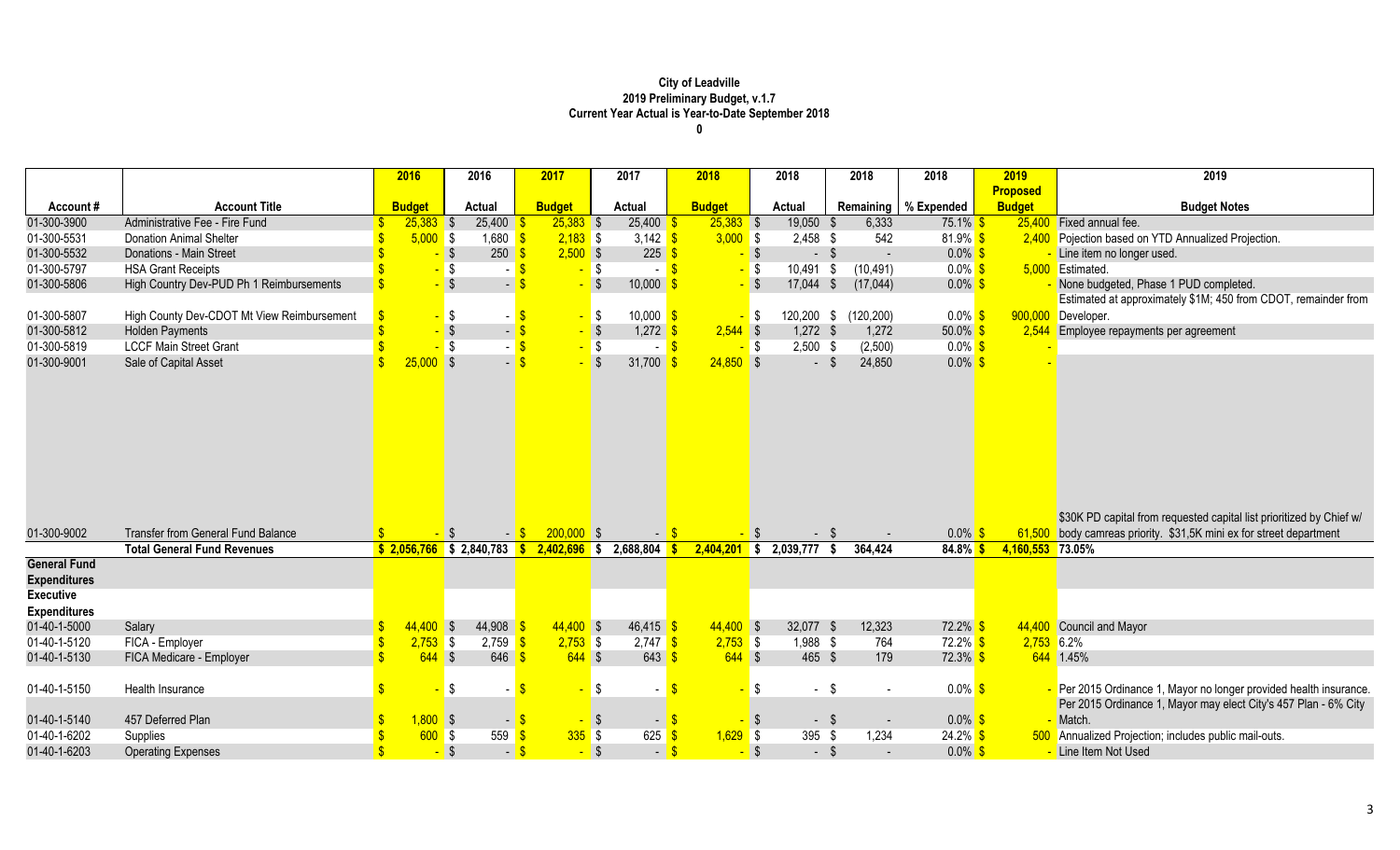**City of Leadville**
**2019 Preliminary Budget, v.1.7**
**Current Year Actual is Year-to-Date September 2018**
**0**

| Account # | Account Title | 2016 Budget | 2016 Actual | 2017 Budget | 2017 Actual | 2018 Budget | 2018 Actual | 2018 Remaining | 2018 % Expended | 2019 Proposed Budget | 2019 Budget Notes |
|---|---|---|---|---|---|---|---|---|---|---|---|
| 01-300-3900 | Administrative Fee - Fire Fund | $ 25,383 | $ 25,400 | $ 25,383 | $ 25,400 | $ 25,383 | $ 19,050 | $ 6,333 | 75.1% | $ 25,400 | Fixed annual fee. |
| 01-300-5531 | Donation Animal Shelter | $ 5,000 | $ 1,680 | $ 2,183 | $ 3,142 | $ 3,000 | $ 2,458 | $ 542 | 81.9% | $ 2,400 | Pojection based on YTD Annualized Projection. |
| 01-300-5532 | Donations - Main Street | $ - | $ 250 | $ 2,500 | $ 225 | $ - | $ - | $ - | 0.0% | $ - | Line item no longer used. |
| 01-300-5797 | HSA Grant Receipts | $ - | $ - | $ - | $ - | $ - | $ 10,491 | $ (10,491) | 0.0% | $ 5,000 | Estimated. |
| 01-300-5806 | High Country Dev-PUD Ph 1 Reimbursements | $ - | $ - | $ - | $ 10,000 | $ - | $ 17,044 | $ (17,044) | 0.0% | $ - | None budgeted, Phase 1 PUD completed. |
| 01-300-5807 | High County Dev-CDOT Mt View Reimbursement | $ - | $ - | $ - | $ 10,000 | $ - | $ 120,200 | $ (120,200) | 0.0% | $ 900,000 | Estimated at approximately $1M; 450 from CDOT, remainder from Developer. |
| 01-300-5812 | Holden Payments | $ - | $ - | $ - | $ 1,272 | $ 2,544 | $ 1,272 | $ 1,272 | 50.0% | $ 2,544 | Employee repayments per agreement |
| 01-300-5819 | LCCF Main Street Grant | $ - | $ - | $ - | $ - | $ - | $ 2,500 | $ (2,500) | 0.0% | $ - | |
| 01-300-9001 | Sale of Capital Asset | $ 25,000 | $ - | $ - | $ 31,700 | $ 24,850 | $ - | $ 24,850 | 0.0% | $ - | |
| 01-300-9002 | Transfer from General Fund Balance | $ - | $ - | $ 200,000 | $ - | $ - | $ - | $ - | 0.0% | $ 61,500 | $30K PD capital from requested capital list prioritized by Chief w/ body camreas priority. $31,5K mini ex for street department |
| | **Total General Fund Revenues** | **$ 2,056,766** | **$ 2,840,783** | **$ 2,402,696** | **$ 2,688,804** | **$ 2,404,201** | **$ 2,039,777** | **$ 364,424** | **84.8%** | **$ 4,160,553** | **73.05%** |
| **General Fund Expenditures** | | | | | | | | | | | |
| **Executive Expenditures** | | | | | | | | | | | |
| 01-40-1-5000 | Salary | $ 44,400 | $ 44,908 | $ 44,400 | $ 46,415 | $ 44,400 | $ 32,077 | $ 12,323 | 72.2% | $ 44,400 | Council and Mayor |
| 01-40-1-5120 | FICA - Employer | $ 2,753 | $ 2,759 | $ 2,753 | $ 2,747 | $ 2,753 | $ 1,988 | $ 764 | 72.2% | $ 2,753 | 6.2% |
| 01-40-1-5130 | FICA Medicare - Employer | $ 644 | $ 646 | $ 644 | $ 643 | $ 644 | $ 465 | $ 179 | 72.3% | $ 644 | 1.45% |
| 01-40-1-5150 | Health Insurance | $ - | $ - | $ - | $ - | $ - | $ - | $ - | 0.0% | $ - | Per 2015 Ordinance 1, Mayor no longer provided health insurance. |
| 01-40-1-5140 | 457 Deferred Plan | $ 1,800 | $ - | $ - | $ - | $ - | $ - | $ - | 0.0% | $ - | Per 2015 Ordinance 1, Mayor may elect City's 457 Plan - 6% City Match. |
| 01-40-1-6202 | Supplies | $ 600 | $ 559 | $ 335 | $ 625 | $ 1,629 | $ 395 | $ 1,234 | 24.2% | $ 500 | Annualized Projection; includes public mail-outs. |
| 01-40-1-6203 | Operating Expenses | $ - | $ - | $ - | $ - | $ - | $ - | $ - | 0.0% | $ - | Line Item Not Used |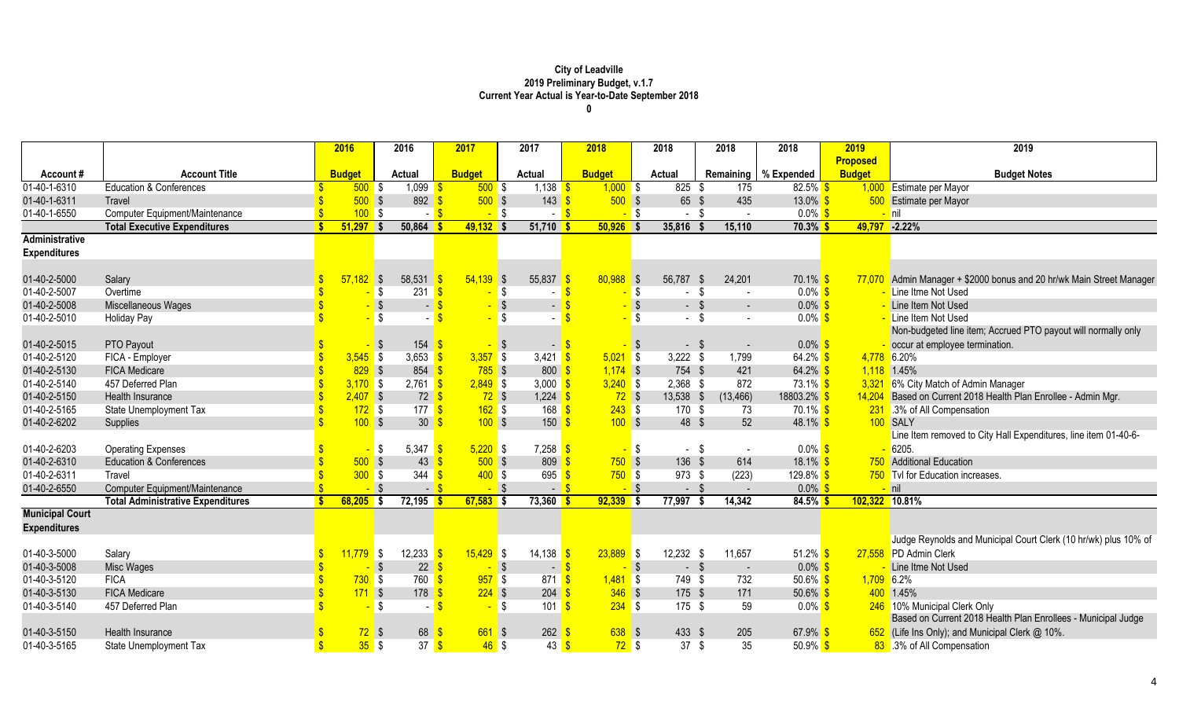**City of Leadville**
**2019 Preliminary Budget, v.1.7**
**Current Year Actual is Year-to-Date September 2018**
**0**

| Account # | Account Title | 2016 Budget | 2016 Actual | 2017 Budget | 2017 Actual | 2018 Budget | 2018 Actual | 2018 Remaining | 2018 % Expended | 2019 Proposed Budget | 2019 Budget Notes |
|---|---|---|---|---|---|---|---|---|---|---|---|
| 01-40-1-6310 | Education & Conferences | $ 500 | $ 1,099 | $ 500 | $ 1,138 | $ 1,000 | $ 825 | $ 175 | 82.5% | $ 1,000 | Estimate per Mayor |
| 01-40-1-6311 | Travel | $ 500 | $ 892 | $ 500 | $ 143 | $ 500 | $ 65 | $ 435 | 13.0% | $ 500 | Estimate per Mayor |
| 01-40-1-6550 | Computer Equipment/Maintenance | $ 100 | $ - | $ - | $ - | $ - | $ - | $ - | 0.0% | $ - | nil |
| | **Total Executive Expenditures** | **$ 51,297** | **$ 50,864** | **$ 49,132** | **$ 51,710** | **$ 50,926** | **$ 35,816** | **$ 15,110** | **70.3%** | **$ 49,797** | **-2.22%** |
| **Administrative Expenditures** | | | | | | | | | | | |
| 01-40-2-5000 | Salary | $ 57,182 | $ 58,531 | $ 54,139 | $ 55,837 | $ 80,988 | $ 56,787 | $ 24,201 | 70.1% | $ 77,070 | Admin Manager + $2000 bonus and 20 hr/wk Main Street Manager |
| 01-40-2-5007 | Overtime | $ - | $ 231 | $ - | $ - | $ - | $ - | $ - | 0.0% | $ - | Line Itme Not Used |
| 01-40-2-5008 | Miscellaneous Wages | $ - | $ - | $ - | $ - | $ - | $ - | $ - | 0.0% | $ - | Line Item Not Used |
| 01-40-2-5010 | Holiday Pay | $ - | $ - | $ - | $ - | $ - | $ - | $ - | 0.0% | $ - | Line Item Not Used |
| 01-40-2-5015 | PTO Payout | $ - | $ 154 | $ - | $ - | $ - | $ - | $ - | 0.0% | $ - | Non-budgeted line item; Accrued PTO payout will normally only occur at employee termination. |
| 01-40-2-5120 | FICA - Employer | $ 3,545 | $ 3,653 | $ 3,357 | $ 3,421 | $ 5,021 | $ 3,222 | $ 1,799 | 64.2% | $ 4,778 | 6.20% |
| 01-40-2-5130 | FICA Medicare | $ 829 | $ 854 | $ 785 | $ 800 | $ 1,174 | $ 754 | $ 421 | 64.2% | $ 1,118 | 1.45% |
| 01-40-2-5140 | 457 Deferred Plan | $ 3,170 | $ 2,761 | $ 2,849 | $ 3,000 | $ 3,240 | $ 2,368 | $ 872 | 73.1% | $ 3,321 | 6% City Match of Admin Manager |
| 01-40-2-5150 | Health Insurance | $ 2,407 | $ 72 | $ 72 | $ 1,224 | $ 72 | $ 13,538 | $ (13,466) | 18803.2% | $ 14,204 | Based on Current 2018 Health Plan Enrollee - Admin Mgr. |
| 01-40-2-5165 | State Unemployment Tax | $ 172 | $ 177 | $ 162 | $ 168 | $ 243 | $ 170 | $ 73 | 70.1% | $ 231 | .3% of All Compensation |
| 01-40-2-6202 | Supplies | $ 100 | $ 30 | $ 100 | $ 150 | $ 100 | $ 48 | $ 52 | 48.1% | $ 100 | SALY |
| 01-40-2-6203 | Operating Expenses | $ - | $ 5,347 | $ 5,220 | $ 7,258 | $ - | $ - | $ - | 0.0% | $ - | Line Item removed to City Hall Expenditures, line item 01-40-6-6205. |
| 01-40-2-6310 | Education & Conferences | $ 500 | $ 43 | $ 500 | $ 809 | $ 750 | $ 136 | $ 614 | 18.1% | $ 750 | Additional Education |
| 01-40-2-6311 | Travel | $ 300 | $ 344 | $ 400 | $ 695 | $ 750 | $ 973 | $ (223) | 129.8% | $ 750 | Tvl for Education increases. |
| 01-40-2-6550 | Computer Equipment/Maintenance | $ - | $ - | $ - | $ - | $ - | $ - | $ - | 0.0% | $ - | nil |
| | **Total Administrative Expenditures** | **$ 68,205** | **$ 72,195** | **$ 67,583** | **$ 73,360** | **$ 92,339** | **$ 77,997** | **$ 14,342** | **84.5%** | **$ 102,322** | **10.81%** |
| **Municipal Court Expenditures** | | | | | | | | | | | |
| 01-40-3-5000 | Salary | $ 11,779 | $ 12,233 | $ 15,429 | $ 14,138 | $ 23,889 | $ 12,232 | $ 11,657 | 51.2% | $ 27,558 | Judge Reynolds and Municipal Court Clerk (10 hr/wk) plus 10% of PD Admin Clerk |
| 01-40-3-5008 | Misc Wages | $ - | $ 22 | $ - | $ - | $ - | $ - | $ - | 0.0% | $ - | Line Itme Not Used |
| 01-40-3-5120 | FICA | $ 730 | $ 760 | $ 957 | $ 871 | $ 1,481 | $ 749 | $ 732 | 50.6% | $ 1,709 | 6.2% |
| 01-40-3-5130 | FICA Medicare | $ 171 | $ 178 | $ 224 | $ 204 | $ 346 | $ 175 | $ 171 | 50.6% | $ 400 | 1.45% |
| 01-40-3-5140 | 457 Deferred Plan | $ - | $ - | $ - | $ 101 | $ 234 | $ 175 | $ 59 | 0.0% | $ 246 | 10% Municipal Clerk Only |
| 01-40-3-5150 | Health Insurance | $ 72 | $ 68 | $ 661 | $ 262 | $ 638 | $ 433 | $ 205 | 67.9% | $ 652 | Based on Current 2018 Health Plan Enrollees - Municipal Judge (Life Ins Only); and Municipal Clerk @ 10%. |
| 01-40-3-5165 | State Unemployment Tax | $ 35 | $ 37 | $ 46 | $ 43 | $ 72 | $ 37 | $ 35 | 50.9% | $ 83 | .3% of All Compensation |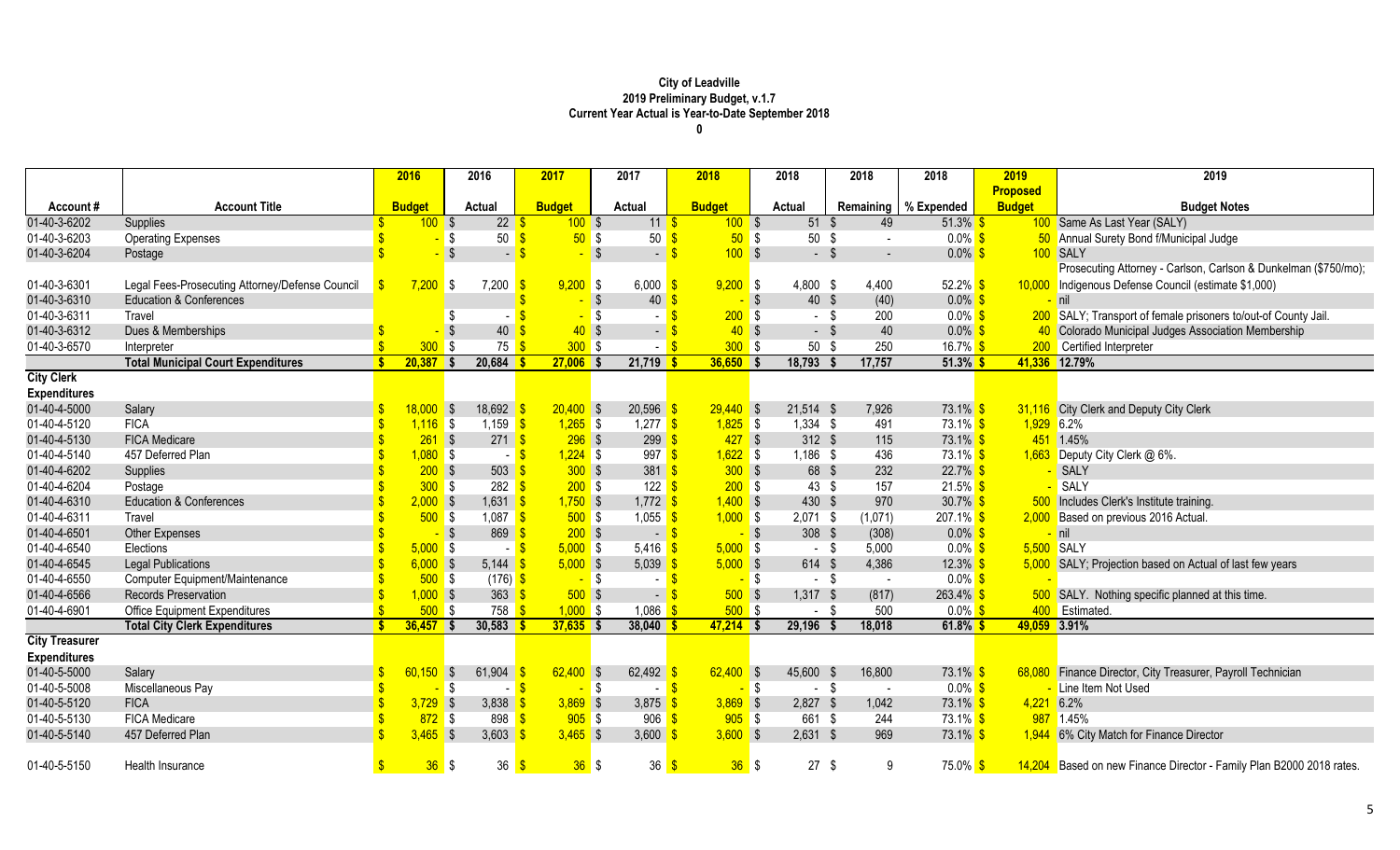# City of Leadville
## 2019 Preliminary Budget, v.1.7
### Current Year Actual is Year-to-Date September 2018
### 0

| Account # | Account Title | 2016 Budget | 2016 Actual | 2017 Budget | 2017 Actual | 2018 Budget | 2018 Actual | 2018 Remaining | 2018 % Expended | 2019 Proposed Budget | 2019 Budget Notes |
|---|---|---|---|---|---|---|---|---|---|---|---|
| 01-40-3-6202 | Supplies | $ 100 | $ 22 | $ 100 | $ 11 | $ 100 | $ 51 | $ 49 | 51.3% | $ 100 | Same As Last Year (SALY) |
| 01-40-3-6203 | Operating Expenses | $ - | $ 50 | $ 50 | $ 50 | $ 50 | $ 50 | $ - | 0.0% | $ 50 | Annual Surety Bond f/Municipal Judge |
| 01-40-3-6204 | Postage | $ - | $ - | $ - | $ - | $ 100 | $ - | $ - | 0.0% | $ 100 | SALY |
| 01-40-3-6301 | Legal Fees-Prosecuting Attorney/Defense Council | $ 7,200 | $ 7,200 | $ 9,200 | $ 6,000 | $ 9,200 | $ 4,800 | $ 4,400 | 52.2% | $ 10,000 | Prosecuting Attorney - Carlson, Carlson & Dunkelman ($750/mo); Indigenous Defense Council (estimate $1,000) |
| 01-40-3-6310 | Education & Conferences | | | $ - | $ 40 | $ - | $ 40 | $ (40) | 0.0% | $ - | nil |
| 01-40-3-6311 | Travel | | $ - | $ - | $ - | $ 200 | $ - | $ 200 | 0.0% | $ 200 | SALY; Transport of female prisoners to/out-of County Jail. |
| 01-40-3-6312 | Dues & Memberships | $ - | $ 40 | $ 40 | $ - | $ 40 | $ - | $ 40 | 0.0% | $ 40 | Colorado Municipal Judges Association Membership |
| 01-40-3-6570 | Interpreter | $ 300 | $ 75 | $ 300 | $ - | $ 300 | $ 50 | $ 250 | 16.7% | $ 200 | Certified Interpreter |
| | **Total Municipal Court Expenditures** | **$ 20,387** | **$ 20,684** | **$ 27,006** | **$ 21,719** | **$ 36,650** | **$ 18,793** | **$ 17,757** | **51.3%** | **$ 41,336** | **12.79%** |
| **City Clerk Expenditures** | | | | | | | | | | | |
| 01-40-4-5000 | Salary | $ 18,000 | $ 18,692 | $ 20,400 | $ 20,596 | $ 29,440 | $ 21,514 | $ 7,926 | 73.1% | $ 31,116 | City Clerk and Deputy City Clerk |
| 01-40-4-5120 | FICA | $ 1,116 | $ 1,159 | $ 1,265 | $ 1,277 | $ 1,825 | $ 1,334 | $ 491 | 73.1% | $ 1,929 | 6.2% |
| 01-40-4-5130 | FICA Medicare | $ 261 | $ 271 | $ 296 | $ 299 | $ 427 | $ 312 | $ 115 | 73.1% | $ 451 | 1.45% |
| 01-40-4-5140 | 457 Deferred Plan | $ 1,080 | $ - | $ 1,224 | $ 997 | $ 1,622 | $ 1,186 | $ 436 | 73.1% | $ 1,663 | Deputy City Clerk @ 6%. |
| 01-40-4-6202 | Supplies | $ 200 | $ 503 | $ 300 | $ 381 | $ 300 | $ 68 | $ 232 | 22.7% | $ - | SALY |
| 01-40-4-6204 | Postage | $ 300 | $ 282 | $ 200 | $ 122 | $ 200 | $ 43 | $ 157 | 21.5% | $ - | SALY |
| 01-40-4-6310 | Education & Conferences | $ 2,000 | $ 1,631 | $ 1,750 | $ 1,772 | $ 1,400 | $ 430 | $ 970 | 30.7% | $ 500 | Includes Clerk's Institute training. |
| 01-40-4-6311 | Travel | $ 500 | $ 1,087 | $ 500 | $ 1,055 | $ 1,000 | $ 2,071 | $ (1,071) | 207.1% | $ 2,000 | Based on previous 2016 Actual. |
| 01-40-4-6501 | Other Expenses | $ - | $ 869 | $ 200 | $ - | $ - | $ 308 | $ (308) | 0.0% | $ - | nil |
| 01-40-4-6540 | Elections | $ 5,000 | $ - | $ 5,000 | $ 5,416 | $ 5,000 | $ - | $ 5,000 | 0.0% | $ 5,500 | SALY |
| 01-40-4-6545 | Legal Publications | $ 6,000 | $ 5,144 | $ 5,000 | $ 5,039 | $ 5,000 | $ 614 | $ 4,386 | 12.3% | $ 5,000 | SALY; Projection based on Actual of last few years |
| 01-40-4-6550 | Computer Equipment/Maintenance | $ 500 | $ (176) | $ - | $ - | $ - | $ - | $ - | 0.0% | $ - | |
| 01-40-4-6566 | Records Preservation | $ 1,000 | $ 363 | $ 500 | $ - | $ 500 | $ 1,317 | $ (817) | 263.4% | $ 500 | SALY. Nothing specific planned at this time. |
| 01-40-4-6901 | Office Equipment Expenditures | $ 500 | $ 758 | $ 1,000 | $ 1,086 | $ 500 | $ - | $ 500 | 0.0% | $ 400 | Estimated. |
| | **Total City Clerk Expenditures** | **$ 36,457** | **$ 30,583** | **$ 37,635** | **$ 38,040** | **$ 47,214** | **$ 29,196** | **$ 18,018** | **61.8%** | **$ 49,059** | **3.91%** |
| **City Treasurer Expenditures** | | | | | | | | | | | |
| 01-40-5-5000 | Salary | $ 60,150 | $ 61,904 | $ 62,400 | $ 62,492 | $ 62,400 | $ 45,600 | $ 16,800 | 73.1% | $ 68,080 | Finance Director, City Treasurer, Payroll Technician |
| 01-40-5-5008 | Miscellaneous Pay | $ - | $ - | $ - | $ - | $ - | $ - | $ - | 0.0% | $ - | Line Item Not Used |
| 01-40-5-5120 | FICA | $ 3,729 | $ 3,838 | $ 3,869 | $ 3,875 | $ 3,869 | $ 2,827 | $ 1,042 | 73.1% | $ 4,221 | 6.2% |
| 01-40-5-5130 | FICA Medicare | $ 872 | $ 898 | $ 905 | $ 906 | $ 905 | $ 661 | $ 244 | 73.1% | $ 987 | 1.45% |
| 01-40-5-5140 | 457 Deferred Plan | $ 3,465 | $ 3,603 | $ 3,465 | $ 3,600 | $ 3,600 | $ 2,631 | $ 969 | 73.1% | $ 1,944 | 6% City Match for Finance Director |
| 01-40-5-5150 | Health Insurance | $ 36 | $ 36 | $ 36 | $ 36 | $ 36 | $ 27 | $ 9 | 75.0% | $ 14,204 | Based on new Finance Director - Family Plan B2000 2018 rates. |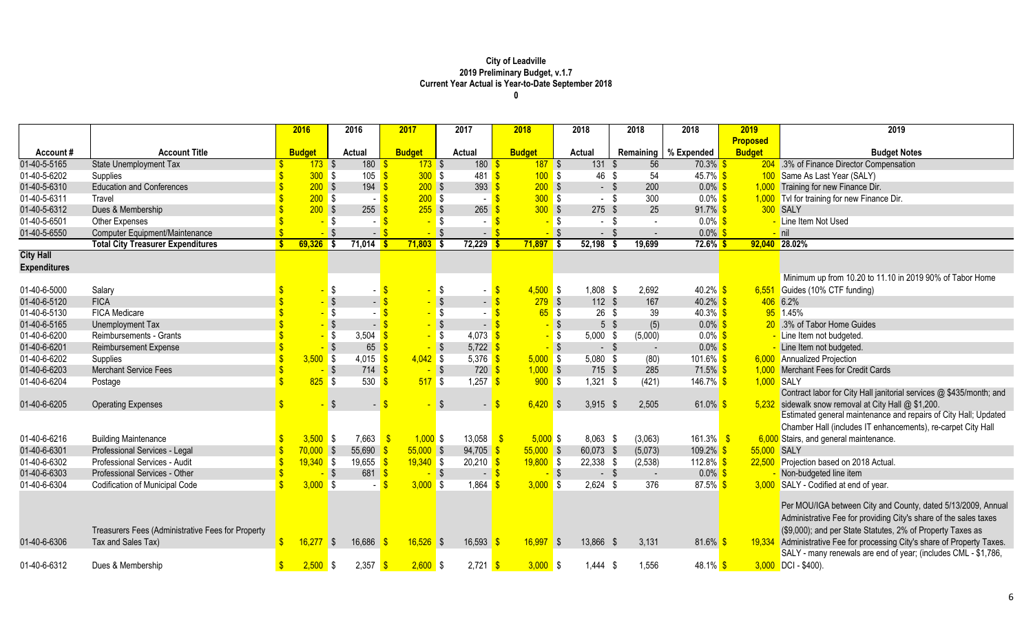**City of Leadville**
**2019 Preliminary Budget, v.1.7**
**Current Year Actual is Year-to-Date September 2018**
**0**

| Account # | Account Title | 2016 Budget | 2016 Actual | 2017 Budget | 2017 Actual | 2018 Budget | 2018 Actual | 2018 Remaining | 2018 % Expended | 2019 Proposed Budget | 2019 Budget Notes |
|---|---|---|---|---|---|---|---|---|---|---|---|
| 01-40-5-5165 | State Unemployment Tax | $ 173 | $ 180 | $ 173 | $ 180 | $ 187 | $ 131 | $ 56 | 70.3% | $ 204 | .3% of Finance Director Compensation |
| 01-40-5-6202 | Supplies | $ 300 | $ 105 | $ 300 | $ 481 | $ 100 | $ 46 | $ 54 | 45.7% | $ 100 | Same As Last Year (SALY) |
| 01-40-5-6310 | Education and Conferences | $ 200 | $ 194 | $ 200 | $ 393 | $ 200 | $ - | $ 200 | 0.0% | $ 1,000 | Training for new Finance Dir. |
| 01-40-5-6311 | Travel | $ 200 | $ - | $ 200 | $ - | $ 300 | $ - | $ 300 | 0.0% | $ 1,000 | Tvl for training for new Finance Dir. |
| 01-40-5-6312 | Dues & Membership | $ 200 | $ 255 | $ 255 | $ 265 | $ 300 | $ 275 | $ 25 | 91.7% | $ 300 | SALY |
| 01-40-5-6501 | Other Expenses | $ - | $ - | $ - | $ - | $ - | $ - | $ - | 0.0% | $ - | Line Item Not Used |
| 01-40-5-6550 | Computer Equipment/Maintenance | $ - | $ - | $ - | $ - | $ - | $ - | $ - | 0.0% | $ - | nil |
| | **Total City Treasurer Expenditures** | **$ 69,326** | **$ 71,014** | **$ 71,803** | **$ 72,229** | **$ 71,897** | **$ 52,198** | **$ 19,699** | **72.6%** | **$ 92,040** | **28.02%** |
| **City Hall Expenditures** | | | | | | | | | | | |
| 01-40-6-5000 | Salary | $ - | $ - | $ - | $ - | $ 4,500 | $ 1,808 | $ 2,692 | 40.2% | $ 6,551 | Minimum up from 10.20 to 11.10 in 2019 90% of Tabor Home Guides (10% CTF funding) |
| 01-40-6-5120 | FICA | $ - | $ - | $ - | $ - | $ 279 | $ 112 | $ 167 | 40.2% | $ 406 | 6.2% |
| 01-40-6-5130 | FICA Medicare | $ - | $ - | $ - | $ - | $ 65 | $ 26 | $ 39 | 40.3% | $ 95 | 1.45% |
| 01-40-6-5165 | Unemployment Tax | $ - | $ - | $ - | $ - | $ - | $ 5 | $ (5) | 0.0% | $ 20 | .3% of Tabor Home Guides |
| 01-40-6-6200 | Reimbursements - Grants | $ - | $ 3,504 | $ - | $ 4,073 | $ - | $ 5,000 | $ (5,000) | 0.0% | $ - | Line Item not budgeted. |
| 01-40-6-6201 | Reimbursement Expense | $ - | $ 65 | $ - | $ 5,722 | $ - | $ - | $ - | 0.0% | $ - | Line Item not budgeted. |
| 01-40-6-6202 | Supplies | $ 3,500 | $ 4,015 | $ 4,042 | $ 5,376 | $ 5,000 | $ 5,080 | $ (80) | 101.6% | $ 6,000 | Annualized Projection |
| 01-40-6-6203 | Merchant Service Fees | $ - | $ 714 | $ - | $ 720 | $ 1,000 | $ 715 | $ 285 | 71.5% | $ 1,000 | Merchant Fees for Credit Cards |
| 01-40-6-6204 | Postage | $ 825 | $ 530 | $ 517 | $ 1,257 | $ 900 | $ 1,321 | $ (421) | 146.7% | $ 1,000 | SALY |
| 01-40-6-6205 | Operating Expenses | $ - | $ - | $ - | $ - | $ 6,420 | $ 3,915 | $ 2,505 | 61.0% | $ 5,232 | Contract labor for City Hall janitorial services @ $435/month; and sidewalk snow removal at City Hall @ $1,200. |
| 01-40-6-6216 | Building Maintenance | $ 3,500 | $ 7,663 | $ 1,000 | $ 13,058 | $ 5,000 | $ 8,063 | $ (3,063) | 161.3% | $ 6,000 | Estimated general maintenance and repairs of City Hall; Updated Chamber Hall (includes IT enhancements), re-carpet City Hall Stairs, and general maintenance. |
| 01-40-6-6301 | Professional Services - Legal | $ 70,000 | $ 55,690 | $ 55,000 | $ 94,705 | $ 55,000 | $ 60,073 | $ (5,073) | 109.2% | $ 55,000 | SALY |
| 01-40-6-6302 | Professional Services - Audit | $ 19,340 | $ 19,655 | $ 19,340 | $ 20,210 | $ 19,800 | $ 22,338 | $ (2,538) | 112.8% | $ 22,500 | Projection based on 2018 Actual. |
| 01-40-6-6303 | Professional Services - Other | $ - | $ 681 | $ - | $ - | $ - | $ - | $ - | 0.0% | $ - | Non-budgeted line item |
| 01-40-6-6304 | Codification of Municipal Code | $ 3,000 | $ - | $ 3,000 | $ 1,864 | $ 3,000 | $ 2,624 | $ 376 | 87.5% | $ 3,000 | SALY - Codified at end of year. |
| 01-40-6-6306 | Treasurers Fees (Administrative Fees for Property Tax and Sales Tax) | $ 16,277 | $ 16,686 | $ 16,526 | $ 16,593 | $ 16,997 | $ 13,866 | $ 3,131 | 81.6% | $ 19,334 | Per MOU/IGA between City and County, dated 5/13/2009, Annual Administrative Fee for providing City's share of the sales taxes ($9,000); and per State Statutes, 2% of Property Taxes as Administrative Fee for processing City's share of Property Taxes. |
| 01-40-6-6312 | Dues & Membership | $ 2,500 | $ 2,357 | $ 2,600 | $ 2,721 | $ 3,000 | $ 1,444 | $ 1,556 | 48.1% | $ 3,000 | SALY - many renewals are end of year; (includes CML - $1,786, DCI - $400). |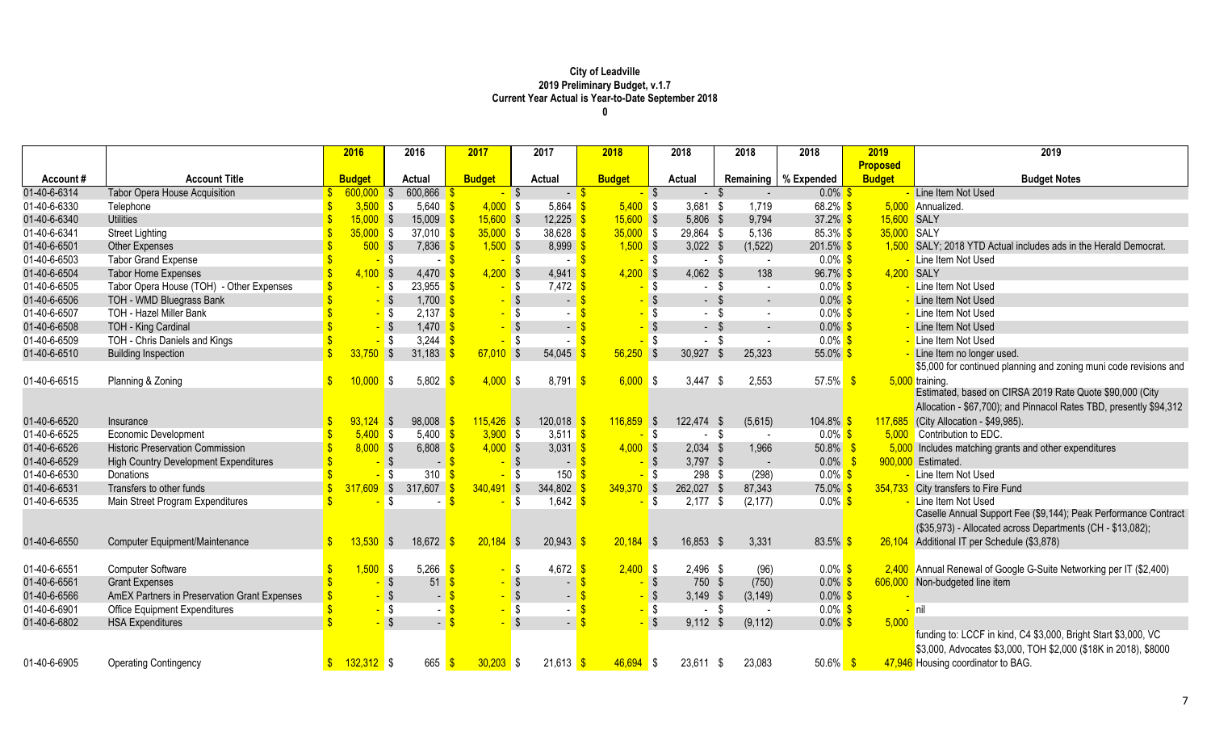**City of Leadville**
**2019 Preliminary Budget, v.1.7**
**Current Year Actual is Year-to-Date September 2018**
**0**

| Account # | Account Title | 2016 Budget | 2016 Actual | 2017 Budget | 2017 Actual | 2018 Budget | 2018 Actual | 2018 Remaining | 2018 % Expended | 2019 Proposed Budget | 2019 Budget Notes |
|---|---|---|---|---|---|---|---|---|---|---|---|
| 01-40-6-6314 | Tabor Opera House Acquisition | $ 600,000 | $ 600,866 | $ - | $ - | $ - | $ - | $ - | 0.0% | $ - | Line Item Not Used |
| 01-40-6-6330 | Telephone | $ 3,500 | $ 5,640 | $ 4,000 | $ 5,864 | $ 5,400 | $ 3,681 | $ 1,719 | 68.2% | $ 5,000 | Annualized. |
| 01-40-6-6340 | Utilities | $ 15,000 | $ 15,009 | $ 15,600 | $ 12,225 | $ 15,600 | $ 5,806 | $ 9,794 | 37.2% | $ 15,600 | SALY |
| 01-40-6-6341 | Street Lighting | $ 35,000 | $ 37,010 | $ 35,000 | $ 38,628 | $ 35,000 | $ 29,864 | $ 5,136 | 85.3% | $ 35,000 | SALY |
| 01-40-6-6501 | Other Expenses | $ 500 | $ 7,836 | $ 1,500 | $ 8,999 | $ 1,500 | $ 3,022 | $ (1,522) | 201.5% | $ 1,500 | SALY; 2018 YTD Actual includes ads in the Herald Democrat. |
| 01-40-6-6503 | Tabor Grand Expense | $ - | $ - | $ - | $ - | $ - | $ - | $ - | 0.0% | $ - | Line Item Not Used |
| 01-40-6-6504 | Tabor Home Expenses | $ 4,100 | $ 4,470 | $ 4,200 | $ 4,941 | $ 4,200 | $ 4,062 | $ 138 | 96.7% | $ 4,200 | SALY |
| 01-40-6-6505 | Tabor Opera House (TOH) - Other Expenses | $ - | $ 23,955 | $ - | $ 7,472 | $ - | $ - | $ - | 0.0% | $ - | Line Item Not Used |
| 01-40-6-6506 | TOH - WMD Bluegrass Bank | $ - | $ 1,700 | $ - | $ - | $ - | $ - | $ - | 0.0% | $ - | Line Item Not Used |
| 01-40-6-6507 | TOH - Hazel Miller Bank | $ - | $ 2,137 | $ - | $ - | $ - | $ - | $ - | 0.0% | $ - | Line Item Not Used |
| 01-40-6-6508 | TOH - King Cardinal | $ - | $ 1,470 | $ - | $ - | $ - | $ - | $ - | 0.0% | $ - | Line Item Not Used |
| 01-40-6-6509 | TOH - Chris Daniels and Kings | $ - | $ 3,244 | $ - | $ - | $ - | $ - | $ - | 0.0% | $ - | Line Item Not Used |
| 01-40-6-6510 | Building Inspection | $ 33,750 | $ 31,183 | $ 67,010 | $ 54,045 | $ 56,250 | $ 30,927 | $ 25,323 | 55.0% | $ - | Line Item no longer used. |
| 01-40-6-6515 | Planning & Zoning | $ 10,000 | $ 5,802 | $ 4,000 | $ 8,791 | $ 6,000 | $ 3,447 | $ 2,553 | 57.5% | $ 5,000 | $5,000 for continued planning and zoning muni code revisions and training. |
| 01-40-6-6520 | Insurance | $ 93,124 | $ 98,008 | $ 115,426 | $ 120,018 | $ 116,859 | $ 122,474 | $ (5,615) | 104.8% | $ 117,685 | Estimated, based on CIRSA 2019 Rate Quote $90,000 (City Allocation - $67,700); and Pinnacol Rates TBD, presently $94,312 (City Allocation - $49,985). |
| 01-40-6-6525 | Economic Development | $ 5,400 | $ 5,400 | $ 3,900 | $ 3,511 | $ - | $ - | $ - | 0.0% | $ 5,000 | Contribution to EDC. |
| 01-40-6-6526 | Historic Preservation Commission | $ 8,000 | $ 6,808 | $ 4,000 | $ 3,031 | $ 4,000 | $ 2,034 | $ 1,966 | 50.8% | $ 5,000 | Includes matching grants and other expenditures |
| 01-40-6-6529 | High Country Development Expenditures | $ - | $ - | $ - | $ - | $ - | $ 3,797 | $ - | 0.0% | $ 900,000 | Estimated. |
| 01-40-6-6530 | Donations | $ - | $ 310 | $ - | $ 150 | $ - | $ 298 | $ (298) | 0.0% | $ - | Line Item Not Used |
| 01-40-6-6531 | Transfers to other funds | $ 317,609 | $ 317,607 | $ 340,491 | $ 344,802 | $ 349,370 | $ 262,027 | $ 87,343 | 75.0% | $ 354,733 | City transfers to Fire Fund |
| 01-40-6-6535 | Main Street Program Expenditures | $ - | $ - | $ - | $ 1,642 | $ - | $ 2,177 | $ (2,177) | 0.0% | $ - | Line Item Not Used |
| 01-40-6-6550 | Computer Equipment/Maintenance | $ 13,530 | $ 18,672 | $ 20,184 | $ 20,943 | $ 20,184 | $ 16,853 | $ 3,331 | 83.5% | $ 26,104 | Caselle Annual Support Fee ($9,144); Peak Performance Contract ($35,973) - Allocated across Departments (CH - $13,082); Additional IT per Schedule ($3,878) |
| 01-40-6-6551 | Computer Software | $ 1,500 | $ 5,266 | $ - | $ 4,672 | $ 2,400 | $ 2,496 | $ (96) | 0.0% | $ 2,400 | Annual Renewal of Google G-Suite Networking per IT ($2,400) |
| 01-40-6-6561 | Grant Expenses | $ - | $ 51 | $ - | $ - | $ - | $ 750 | $ (750) | 0.0% | $ 606,000 | Non-budgeted line item |
| 01-40-6-6566 | AmEX Partners in Preservation Grant Expenses | $ - | $ - | $ - | $ - | $ - | $ 3,149 | $ (3,149) | 0.0% | $ - | |
| 01-40-6-6901 | Office Equipment Expenditures | $ - | $ - | $ - | $ - | $ - | $ - | $ - | 0.0% | $ - | nil |
| 01-40-6-6802 | HSA Expenditures | $ - | $ - | $ - | $ - | $ - | $ 9,112 | $ (9,112) | 0.0% | $ 5,000 | |
| 01-40-6-6905 | Operating Contingency | $ 132,312 | $ 665 | $ 30,203 | $ 21,613 | $ 46,694 | $ 23,611 | $ 23,083 | 50.6% | $ 47,946 | funding to: LCCF in kind, C4 $3,000, Bright Start $3,000, VC $3,000, Advocates $3,000, TOH $2,000 ($18K in 2018), $8000 Housing coordinator to BAG. |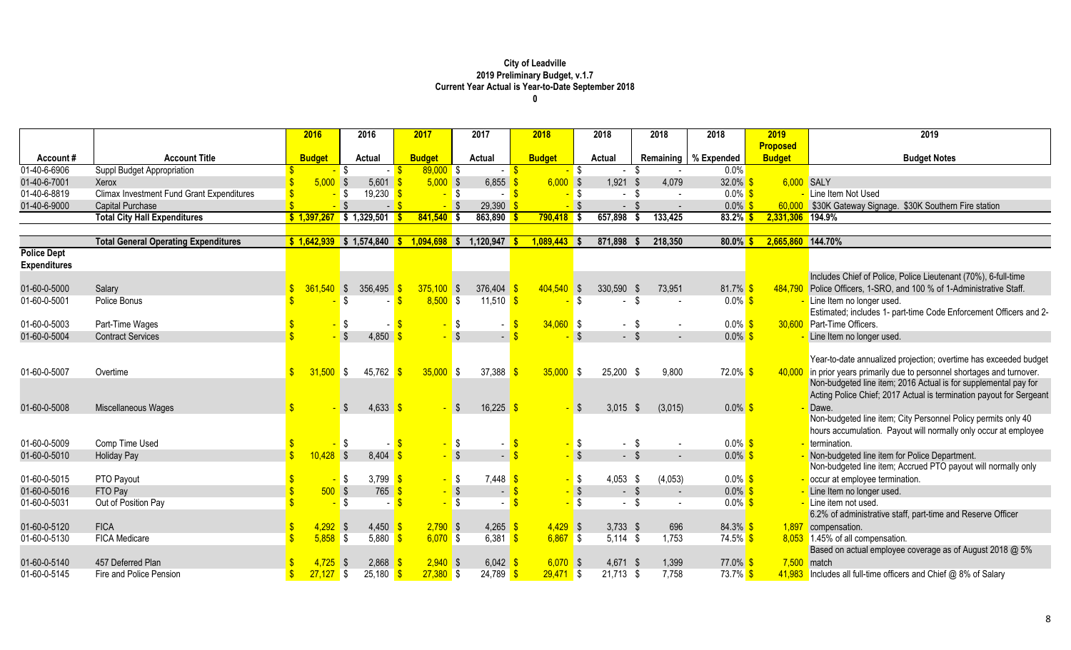**City of Leadville**
**2019 Preliminary Budget, v.1.7**
**Current Year Actual is Year-to-Date September 2018**
**0**

| Account # | Account Title | 2016 Budget | 2016 Actual | 2017 Budget | 2017 Actual | 2018 Budget | 2018 Actual | 2018 Remaining | 2018 % Expended | 2019 Proposed Budget | 2019 Budget Notes |
|---|---|---|---|---|---|---|---|---|---|---|---|
| 01-40-6-6906 | Suppl Budget Appropriation | $ - | $ - | $ 89,000 | $ - | $ - | $ - | $ - | 0.0% | | |
| 01-40-6-7001 | Xerox | $ 5,000 | $ 5,601 | $ 5,000 | $ 6,855 | $ 6,000 | $ 1,921 | $ 4,079 | 32.0% | $ 6,000 | SALY |
| 01-40-6-8819 | Climax Investment Fund Grant Expenditures | $ - | $ 19,230 | $ - | $ - | $ - | $ - | $ - | 0.0% | $ - | Line Item Not Used |
| 01-40-6-9000 | Capital Purchase | $ - | $ - | $ - | $ 29,390 | $ - | $ - | $ - | 0.0% | $ 60,000 | $30K Gateway Signage. $30K Southern Fire station |
| | **Total City Hall Expenditures** | **$ 1,397,267** | **$ 1,329,501** | **$ 841,540** | **$ 863,890** | **$ 790,418** | **$ 657,898** | **$ 133,425** | **83.2%** | **$ 2,331,306** | **194.9%** |
| | | | | | | | | | | | |
| | **Total General Operating Expenditures** | **$ 1,642,939** | **$ 1,574,840** | **$ 1,094,698** | **$ 1,120,947** | **$ 1,089,443** | **$ 871,898** | **$ 218,350** | **80.0%** | **$ 2,665,860** | **144.70%** |
| **Police Dept Expenditures** | | | | | | | | | | | |
| 01-60-0-5000 | Salary | $ 361,540 | $ 356,495 | $ 375,100 | $ 376,404 | $ 404,540 | $ 330,590 | $ 73,951 | 81.7% | $ 484,790 | Includes Chief of Police, Police Lieutenant (70%), 6-full-time Police Officers, 1-SRO, and 100 % of 1-Administrative Staff. |
| 01-60-0-5001 | Police Bonus | $ - | $ - | $ 8,500 | $ 11,510 | $ - | $ - | $ - | 0.0% | $ - | Line Item no longer used. |
| 01-60-0-5003 | Part-Time Wages | $ - | $ - | $ - | $ - | $ 34,060 | $ - | $ - | 0.0% | $ 30,600 | Estimated; includes 1- part-time Code Enforcement Officers and 2- Part-Time Officers. |
| 01-60-0-5004 | Contract Services | $ - | $ 4,850 | $ - | $ - | $ - | $ - | $ - | 0.0% | $ - | Line Item no longer used. |
| 01-60-0-5007 | Overtime | $ 31,500 | $ 45,762 | $ 35,000 | $ 37,388 | $ 35,000 | $ 25,200 | $ 9,800 | 72.0% | $ 40,000 | Year-to-date annualized projection; overtime has exceeded budget in prior years primarily due to personnel shortages and turnover. |
| 01-60-0-5008 | Miscellaneous Wages | $ - | $ 4,633 | $ - | $ 16,225 | $ - | $ 3,015 | $ (3,015) | 0.0% | $ - | Non-budgeted line item; 2016 Actual is for supplemental pay for Acting Police Chief; 2017 Actual is termination payout for Sergeant Dawe. |
| 01-60-0-5009 | Comp Time Used | $ - | $ - | $ - | $ - | $ - | $ - | $ - | 0.0% | $ - | Non-budgeted line item; City Personnel Policy permits only 40 hours accumulation. Payout will normally only occur at employee termination. |
| 01-60-0-5010 | Holiday Pay | $ 10,428 | $ 8,404 | $ - | $ - | $ - | $ - | $ - | 0.0% | $ - | Non-budgeted line item for Police Department. |
| 01-60-0-5015 | PTO Payout | $ - | $ 3,799 | $ - | $ 7,448 | $ - | $ 4,053 | $ (4,053) | 0.0% | $ - | Non-budgeted line item; Accrued PTO payout will normally only occur at employee termination. |
| 01-60-0-5016 | FTO Pay | $ 500 | $ 765 | $ - | $ - | $ - | $ - | $ - | 0.0% | $ - | Line Item no longer used. |
| 01-60-0-5031 | Out of Position Pay | $ - | $ - | $ - | $ - | $ - | $ - | $ - | 0.0% | $ - | Line item not used. |
| 01-60-0-5120 | FICA | $ 4,292 | $ 4,450 | $ 2,790 | $ 4,265 | $ 4,429 | $ 3,733 | $ 696 | 84.3% | $ 1,897 | 6.2% of administrative staff, part-time and Reserve Officer compensation. |
| 01-60-0-5130 | FICA Medicare | $ 5,858 | $ 5,880 | $ 6,070 | $ 6,381 | $ 6,867 | $ 5,114 | $ 1,753 | 74.5% | $ 8,053 | 1.45% of all compensation. |
| 01-60-0-5140 | 457 Deferred Plan | $ 4,725 | $ 2,868 | $ 2,940 | $ 6,042 | $ 6,070 | $ 4,671 | $ 1,399 | 77.0% | $ 7,500 | Based on actual employee coverage as of August 2018 @ 5% match |
| 01-60-0-5145 | Fire and Police Pension | $ 27,127 | $ 25,180 | $ 27,380 | $ 24,789 | $ 29,471 | $ 21,713 | $ 7,758 | 73.7% | $ 41,983 | Includes all full-time officers and Chief @ 8% of Salary |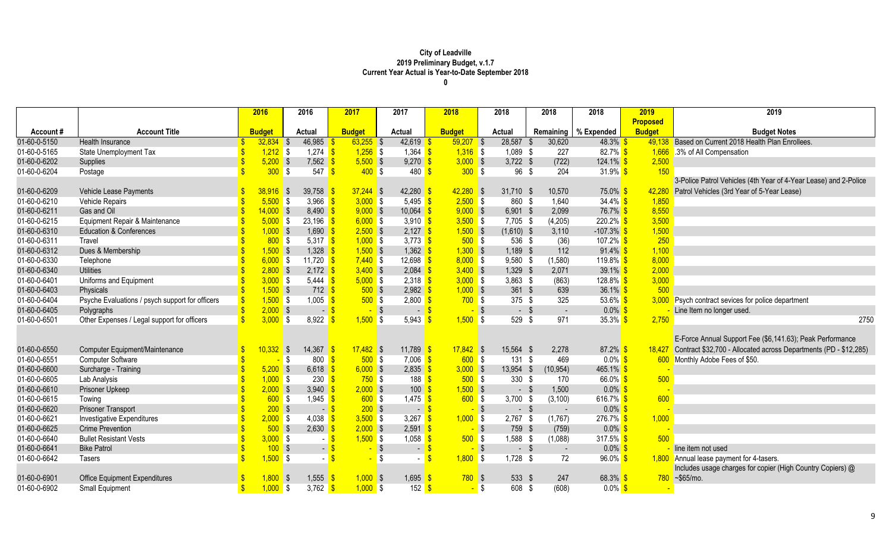**City of Leadville**
**2019 Preliminary Budget, v.1.7**
**Current Year Actual is Year-to-Date September 2018**
**0**

| Account # | Account Title | 2016 Budget | 2016 Actual | 2017 Budget | 2017 Actual | 2018 Budget | 2018 Actual | 2018 Remaining | 2018 % Expended | 2019 Proposed Budget | 2019 Budget Notes |
|---|---|---|---|---|---|---|---|---|---|---|---|
| 01-60-0-5150 | Health Insurance | $ 32,834 | $ 46,985 | $ 63,255 | $ 42,619 | $ 59,207 | $ 28,587 | $ 30,620 | 48.3% | $ 49,138 | Based on Current 2018 Health Plan Enrollees. |
| 01-60-0-5165 | State Unemployment Tax | $ 1,212 | $ 1,274 | $ 1,256 | $ 1,364 | $ 1,316 | $ 1,089 | $ 227 | 82.7% | $ 1,666 | .3% of All Compensation |
| 01-60-0-6202 | Supplies | $ 5,200 | $ 7,562 | $ 5,500 | $ 9,270 | $ 3,000 | $ 3,722 | $ (722) | 124.1% | $ 2,500 | |
| 01-60-0-6204 | Postage | $ 300 | $ 547 | $ 400 | $ 480 | $ 300 | $ 96 | $ 204 | 31.9% | $ 150 | |
| 01-60-0-6209 | Vehicle Lease Payments | $ 38,916 | $ 39,758 | $ 37,244 | $ 42,280 | $ 42,280 | $ 31,710 | $ 10,570 | 75.0% | $ 42,280 | 3-Police Patrol Vehicles (4th Year of 4-Year Lease) and 2-Police Patrol Vehicles (3rd Year of 5-Year Lease) |
| 01-60-0-6210 | Vehicle Repairs | $ 5,500 | $ 3,966 | $ 3,000 | $ 5,495 | $ 2,500 | $ 860 | $ 1,640 | 34.4% | $ 1,850 | |
| 01-60-0-6211 | Gas and Oil | $ 14,000 | $ 8,490 | $ 9,000 | $ 10,064 | $ 9,000 | $ 6,901 | $ 2,099 | 76.7% | $ 8,550 | |
| 01-60-0-6215 | Equipment Repair & Maintenance | $ 5,000 | $ 23,196 | $ 6,000 | $ 3,910 | $ 3,500 | $ 7,705 | $ (4,205) | 220.2% | $ 3,500 | |
| 01-60-0-6310 | Education & Conferences | $ 1,000 | $ 1,690 | $ 2,500 | $ 2,127 | $ 1,500 | $ (1,610) | $ 3,110 | -107.3% | $ 1,500 | |
| 01-60-0-6311 | Travel | $ 800 | $ 5,317 | $ 1,000 | $ 3,773 | $ 500 | $ 536 | $ (36) | 107.2% | $ 250 | |
| 01-60-0-6312 | Dues & Membership | $ 1,500 | $ 1,328 | $ 1,500 | $ 1,362 | $ 1,300 | $ 1,189 | $ 112 | 91.4% | $ 1,100 | |
| 01-60-0-6330 | Telephone | $ 6,000 | $ 11,720 | $ 7,440 | $ 12,698 | $ 8,000 | $ 9,580 | $ (1,580) | 119.8% | $ 8,000 | |
| 01-60-0-6340 | Utilities | $ 2,800 | $ 2,172 | $ 3,400 | $ 2,084 | $ 3,400 | $ 1,329 | $ 2,071 | 39.1% | $ 2,000 | |
| 01-60-0-6401 | Uniforms and Equipment | $ 3,000 | $ 5,444 | $ 5,000 | $ 2,318 | $ 3,000 | $ 3,863 | $ (863) | 128.8% | $ 3,000 | |
| 01-60-0-6403 | Physicals | $ 1,500 | $ 712 | $ 500 | $ 2,982 | $ 1,000 | $ 361 | $ 639 | 36.1% | $ 500 | |
| 01-60-0-6404 | Psyche Evaluations / psych support for officers | $ 1,500 | $ 1,005 | $ 500 | $ 2,800 | $ 700 | $ 375 | $ 325 | 53.6% | $ 3,000 | Psych contract sevices for police department |
| 01-60-0-6405 | Polygraphs | $ 2,000 | $ - | $ - | $ - | $ - | $ - | $ - | 0.0% | $ - | Line Item no longer used. |
| 01-60-0-6501 | Other Expenses / Legal support for officers | $ 3,000 | $ 8,922 | $ 1,500 | $ 5,943 | $ 1,500 | $ 529 | $ 971 | 35.3% | $ 2,750 | 2750 |
| 01-60-0-6550 | Computer Equipment/Maintenance | $ 10,332 | $ 14,367 | $ 17,482 | $ 11,789 | $ 17,842 | $ 15,564 | $ 2,278 | 87.2% | $ 18,427 | E-Force Annual Support Fee ($6,141.63); Peak Performance Contract $32,700 - Allocated across Departments (PD - $12,285) |
| 01-60-0-6551 | Computer Software | $ - | $ 800 | $ 500 | $ 7,006 | $ 600 | $ 131 | $ 469 | 0.0% | $ 600 | Monthly Adobe Fees of $50. |
| 01-60-0-6600 | Surcharge - Training | $ 5,200 | $ 6,618 | $ 6,000 | $ 2,835 | $ 3,000 | $ 13,954 | $ (10,954) | 465.1% | $ - | |
| 01-60-0-6605 | Lab Analysis | $ 1,000 | $ 230 | $ 750 | $ 188 | $ 500 | $ 330 | $ 170 | 66.0% | $ 500 | |
| 01-60-0-6610 | Prisoner Upkeep | $ 2,000 | $ 3,940 | $ 2,000 | $ 100 | $ 1,500 | $ - | $ 1,500 | 0.0% | $ - | |
| 01-60-0-6615 | Towing | $ 600 | $ 1,945 | $ 600 | $ 1,475 | $ 600 | $ 3,700 | $ (3,100) | 616.7% | $ 600 | |
| 01-60-0-6620 | Prisoner Transport | $ 200 | $ - | $ 200 | $ - | $ - | $ - | $ - | 0.0% | $ - | |
| 01-60-0-6621 | Investigative Expenditures | $ 2,000 | $ 4,038 | $ 3,500 | $ 3,267 | $ 1,000 | $ 2,767 | $ (1,767) | 276.7% | $ 1,000 | |
| 01-60-0-6625 | Crime Prevention | $ 500 | $ 2,630 | $ 2,000 | $ 2,591 | $ - | $ 759 | $ (759) | 0.0% | $ - | |
| 01-60-0-6640 | Bullet Resistant Vests | $ 3,000 | $ - | $ 1,500 | $ 1,058 | $ 500 | $ 1,588 | $ (1,088) | 317.5% | $ 500 | |
| 01-60-0-6641 | Bike Patrol | $ 100 | $ - | $ - | $ - | $ - | $ - | $ - | 0.0% | $ - | line item not used |
| 01-60-0-6642 | Tasers | $ 1,500 | $ - | $ - | $ - | $ 1,800 | $ 1,728 | $ 72 | 96.0% | $ 1,800 | Annual lease payment for 4-tasers. |
| 01-60-0-6901 | Office Equipment Expenditures | $ 1,800 | $ 1,555 | $ 1,000 | $ 1,695 | $ 780 | $ 533 | $ 247 | 68.3% | $ 780 | Includes usage charges for copier (High Country Copiers) @ ~$65/mo. |
| 01-60-0-6902 | Small Equipment | $ 1,000 | $ 3,762 | $ 1,000 | $ 152 | $ - | $ 608 | $ (608) | 0.0% | $ - | |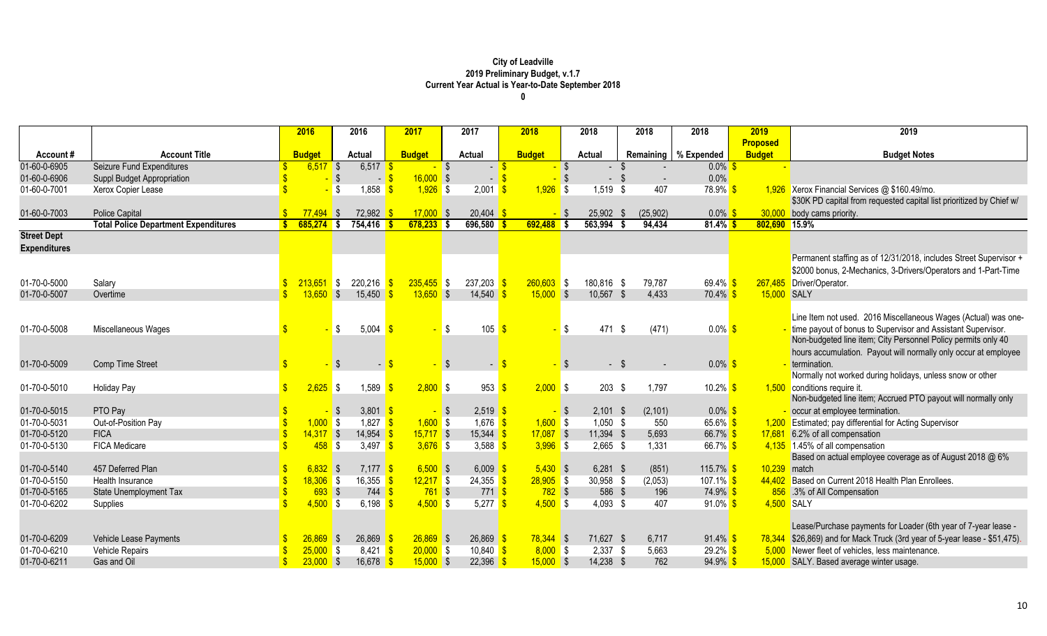**City of Leadville**
**2019 Preliminary Budget, v.1.7**
**Current Year Actual is Year-to-Date September 2018**
**0**

| Account # | Account Title | 2016 Budget | 2016 Actual | 2017 Budget | 2017 Actual | 2018 Budget | 2018 Actual | 2018 Remaining | 2018 % Expended | 2019 Proposed Budget | 2019 Budget Notes |
|---|---|---|---|---|---|---|---|---|---|---|---|
| 01-60-0-6905 | Seizure Fund Expenditures | $ 6,517 | $ 6,517 | $ - | $ - | $ - | $ - | $ - | 0.0% | $ - | |
| 01-60-0-6906 | Suppl Budget Appropriation | $ - | $ - | $ 16,000 | $ - | $ - | $ - | $ - | 0.0% | | |
| 01-60-0-7001 | Xerox Copier Lease | $ - | $ 1,858 | $ 1,926 | $ 2,001 | $ 1,926 | $ 1,519 | $ 407 | 78.9% | $ 1,926 | Xerox Financial Services @ $160.49/mo. |
| 01-60-0-7003 | Police Capital | $ 77,494 | $ 72,982 | $ 17,000 | $ 20,404 | $ - | $ 25,902 | $ (25,902) | 0.0% | $ 30,000 | $30K PD capital from requested capital list prioritized by Chief w/ body cams priority. |
| | **Total Police Department Expenditures** | **$ 685,274** | **$ 754,416** | **$ 678,233** | **$ 696,580** | **$ 692,488** | **$ 563,994** | **$ 94,434** | **81.4%** | **$ 802,690** | **15.9%** |
| **Street Dept Expenditures** | | | | | | | | | | | |
| 01-70-0-5000 | Salary | $ 213,651 | $ 220,216 | $ 235,455 | $ 237,203 | $ 260,603 | $ 180,816 | $ 79,787 | 69.4% | $ 267,485 | Permanent staffing as of 12/31/2018, includes Street Supervisor + $2000 bonus, 2-Mechanics, 3-Drivers/Operators and 1-Part-Time Driver/Operator. |
| 01-70-0-5007 | Overtime | $ 13,650 | $ 15,450 | $ 13,650 | $ 14,540 | $ 15,000 | $ 10,567 | $ 4,433 | 70.4% | $ 15,000 | SALY |
| 01-70-0-5008 | Miscellaneous Wages | $ - | $ 5,004 | $ - | $ 105 | $ - | $ 471 | $ (471) | 0.0% | $ - | Line Item not used. 2016 Miscellaneous Wages (Actual) was one-time payout of bonus to Supervisor and Assistant Supervisor. |
| 01-70-0-5009 | Comp Time Street | $ - | $ - | $ - | $ - | $ - | $ - | $ - | 0.0% | $ - | Non-budgeted line item; City Personnel Policy permits only 40 hours accumulation. Payout will normally only occur at employee termination. |
| 01-70-0-5010 | Holiday Pay | $ 2,625 | $ 1,589 | $ 2,800 | $ 953 | $ 2,000 | $ 203 | $ 1,797 | 10.2% | $ 1,500 | Normally not worked during holidays, unless snow or other conditions require it. |
| 01-70-0-5015 | PTO Pay | $ - | $ 3,801 | $ - | $ 2,519 | $ - | $ 2,101 | $ (2,101) | 0.0% | $ - | Non-budgeted line item; Accrued PTO payout will normally only occur at employee termination. |
| 01-70-0-5031 | Out-of-Position Pay | $ 1,000 | $ 1,827 | $ 1,600 | $ 1,676 | $ 1,600 | $ 1,050 | $ 550 | 65.6% | $ 1,200 | Estimated; pay differential for Acting Supervisor |
| 01-70-0-5120 | FICA | $ 14,317 | $ 14,954 | $ 15,717 | $ 15,344 | $ 17,087 | $ 11,394 | $ 5,693 | 66.7% | $ 17,681 | 6.2% of all compensation |
| 01-70-0-5130 | FICA Medicare | $ 458 | $ 3,497 | $ 3,676 | $ 3,588 | $ 3,996 | $ 2,665 | $ 1,331 | 66.7% | $ 4,135 | 1.45% of all compensation |
| 01-70-0-5140 | 457 Deferred Plan | $ 6,832 | $ 7,177 | $ 6,500 | $ 6,009 | $ 5,430 | $ 6,281 | $ (851) | 115.7% | $ 10,239 | Based on actual employee coverage as of August 2018 @ 6% match |
| 01-70-0-5150 | Health Insurance | $ 18,306 | $ 16,355 | $ 12,217 | $ 24,355 | $ 28,905 | $ 30,958 | $ (2,053) | 107.1% | $ 44,402 | Based on Current 2018 Health Plan Enrollees. |
| 01-70-0-5165 | State Unemployment Tax | $ 693 | $ 744 | $ 761 | $ 771 | $ 782 | $ 586 | $ 196 | 74.9% | $ 856 | .3% of All Compensation |
| 01-70-0-6202 | Supplies | $ 4,500 | $ 6,198 | $ 4,500 | $ 5,277 | $ 4,500 | $ 4,093 | $ 407 | 91.0% | $ 4,500 | SALY |
| 01-70-0-6209 | Vehicle Lease Payments | $ 26,869 | $ 26,869 | $ 26,869 | $ 26,869 | $ 78,344 | $ 71,627 | $ 6,717 | 91.4% | $ 78,344 | Lease/Purchase payments for Loader (6th year of 7-year lease - $26,869) and for Mack Truck (3rd year of 5-year lease - $51,475). |
| 01-70-0-6210 | Vehicle Repairs | $ 25,000 | $ 8,421 | $ 20,000 | $ 10,840 | $ 8,000 | $ 2,337 | $ 5,663 | 29.2% | $ 5,000 | Newer fleet of vehicles, less maintenance. |
| 01-70-0-6211 | Gas and Oil | $ 23,000 | $ 16,678 | $ 15,000 | $ 22,396 | $ 15,000 | $ 14,238 | $ 762 | 94.9% | $ 15,000 | SALY. Based average winter usage. |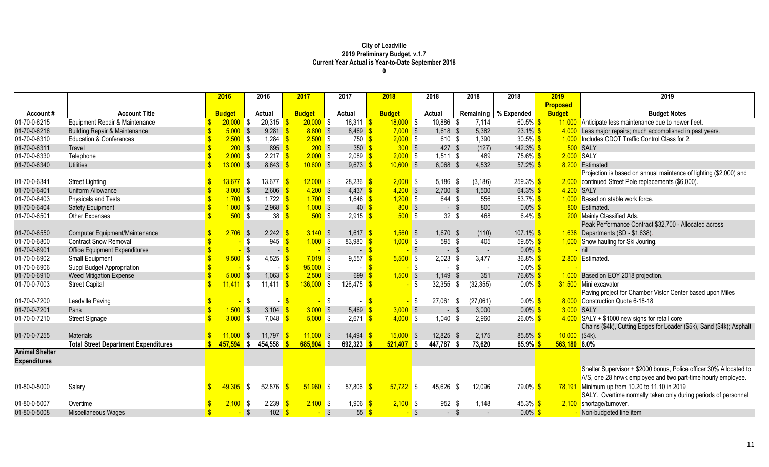# City of Leadville
## 2019 Preliminary Budget, v.1.7
### Current Year Actual is Year-to-Date September 2018
0

| Account # | Account Title | 2016 Budget | 2016 Actual | 2017 Budget | 2017 Actual | 2018 Budget | 2018 Actual | 2018 Remaining | 2018 % Expended | 2019 Proposed Budget | 2019 Budget Notes |
|---|---|---|---|---|---|---|---|---|---|---|---|
| 01-70-0-6215 | Equipment Repair & Maintenance | $ 20,000 | $ 20,315 | $ 20,000 | $ 16,311 | $ 18,000 | $ 10,886 | $ 7,114 | 60.5% | $ 11,000 | Anticipate less maintenance due to newer fleet. |
| 01-70-0-6216 | Building Repair & Maintenance | $ 5,000 | $ 9,281 | $ 8,800 | $ 8,469 | $ 7,000 | $ 1,618 | $ 5,382 | 23.1% | $ 4,000 | Less major repairs; much accomplished in past years. |
| 01-70-0-6310 | Education & Conferences | $ 2,500 | $ 1,284 | $ 2,500 | $ 750 | $ 2,000 | $ 610 | $ 1,390 | 30.5% | $ 1,000 | Includes CDOT Traffic Control Class for 2. |
| 01-70-0-6311 | Travel | $ 200 | $ 895 | $ 200 | $ 350 | $ 300 | $ 427 | $ (127) | 142.3% | $ 500 | SALY |
| 01-70-0-6330 | Telephone | $ 2,000 | $ 2,217 | $ 2,000 | $ 2,089 | $ 2,000 | $ 1,511 | $ 489 | 75.6% | $ 2,000 | SALY |
| 01-70-0-6340 | Utilities | $ 13,000 | $ 8,643 | $ 10,600 | $ 9,673 | $ 10,600 | $ 6,068 | $ 4,532 | 57.2% | $ 8,200 | Estimated |
| 01-70-0-6341 | Street Lighting | $ 13,677 | $ 13,677 | $ 12,000 | $ 28,236 | $ 2,000 | $ 5,186 | $ (3,186) | 259.3% | $ 2,000 | Projection is based on annual maintence of lighting ($2,000) and continued Street Pole replacements ($6,000). |
| 01-70-0-6401 | Uniform Allowance | $ 3,000 | $ 2,606 | $ 4,200 | $ 4,437 | $ 4,200 | $ 2,700 | $ 1,500 | 64.3% | $ 4,200 | SALY |
| 01-70-0-6403 | Physicals and Tests | $ 1,700 | $ 1,722 | $ 1,700 | $ 1,646 | $ 1,200 | $ 644 | $ 556 | 53.7% | $ 1,000 | Based on stable work force. |
| 01-70-0-6404 | Safety Equipment | $ 1,000 | $ 2,968 | $ 1,000 | $ 40 | $ 800 | $ - | $ 800 | 0.0% | $ 800 | Estimated. |
| 01-70-0-6501 | Other Expenses | $ 500 | $ 38 | $ 500 | $ 2,915 | $ 500 | $ 32 | $ 468 | 6.4% | $ 200 | Mainly Classified Ads. |
| 01-70-0-6550 | Computer Equipment/Maintenance | $ 2,706 | $ 2,242 | $ 3,140 | $ 1,617 | $ 1,560 | $ 1,670 | $ (110) | 107.1% | $ 1,638 | Peak Performance Contract $32,700 - Allocated across Departments (SD - $1,638). |
| 01-70-0-6800 | Contract Snow Removal | $ - | $ 945 | $ 1,000 | $ 83,980 | $ 1,000 | $ 595 | $ 405 | 59.5% | $ 1,000 | Snow hauling for Ski Jouring. |
| 01-70-0-6901 | Office Equipment Expenditures | $ - | $ - | $ - | $ - | $ - | $ - | $ - | 0.0% | $ - | nil |
| 01-70-0-6902 | Small Equipment | $ 9,500 | $ 4,525 | $ 7,019 | $ 9,557 | $ 5,500 | $ 2,023 | $ 3,477 | 36.8% | $ 2,800 | Estimated. |
| 01-70-0-6906 | Suppl Budget Appropriation | $ - | $ - | $ 95,000 | $ - | $ - | $ - | $ - | 0.0% | $ - | |
| 01-70-0-6910 | Weed Mitigation Expense | $ 5,000 | $ 1,063 | $ 2,500 | $ 699 | $ 1,500 | $ 1,149 | $ 351 | 76.6% | $ 1,000 | Based on EOY 2018 projection. |
| 01-70-0-7003 | Street Capital | $ 11,411 | $ 11,411 | $ 136,000 | $ 126,475 | $ - | $ 32,355 | $ (32,355) | 0.0% | $ 31,500 | Mini excavator |
| 01-70-0-7200 | Leadville Paving | $ - | $ - | $ - | $ - | $ - | $ 27,061 | $ (27,061) | 0.0% | $ 8,000 | Paving project for Chamber Vistor Center based upon Miles Construction Quote 6-18-18 |
| 01-70-0-7201 | Pans | $ 1,500 | $ 3,104 | $ 3,000 | $ 5,469 | $ 3,000 | $ - | $ 3,000 | 0.0% | $ 3,000 | SALY |
| 01-70-0-7210 | Street Signage | $ 3,000 | $ 7,048 | $ 5,000 | $ 2,671 | $ 4,000 | $ 1,040 | $ 2,960 | 26.0% | $ 4,000 | SALY + $1000 new signs for retail core |
| 01-70-0-7255 | Materials | $ 11,000 | $ 11,797 | $ 11,000 | $ 14,494 | $ 15,000 | $ 12,825 | $ 2,175 | 85.5% | $ 10,000 | Chains ($4k), Cutting Edges for Loader ($5k), Sand ($4k); Asphalt ($4k). |
| | **Total Street Department Expenditures** | **$ 457,594** | **$ 454,558** | **$ 685,904** | **$ 692,323** | **$ 521,407** | **$ 447,787** | **$ 73,620** | **85.9%** | **$ 563,180** | **8.0%** |
| **Animal Shelter Expenditures** | | | | | | | | | | | |
| 01-80-0-5000 | Salary | $ 49,305 | $ 52,876 | $ 51,960 | $ 57,806 | $ 57,722 | $ 45,626 | $ 12,096 | 79.0% | $ 78,191 | Shelter Supervisor + $2000 bonus, Police officer 30% Allocated to A/S, one 28 hr/wk employee and two part-time hourly employee. Minimum up from 10.20 to 11.10 in 2019 |
| 01-80-0-5007 | Overtime | $ 2,100 | $ 2,239 | $ 2,100 | $ 1,906 | $ 2,100 | $ 952 | $ 1,148 | 45.3% | $ 2,100 | SALY. Overtime normally taken only during periods of personnel shortage/turnover. |
| 01-80-0-5008 | Miscellaneous Wages | $ - | $ 102 | $ - | $ 55 | $ - | $ - | $ - | 0.0% | $ - | Non-budgeted line item |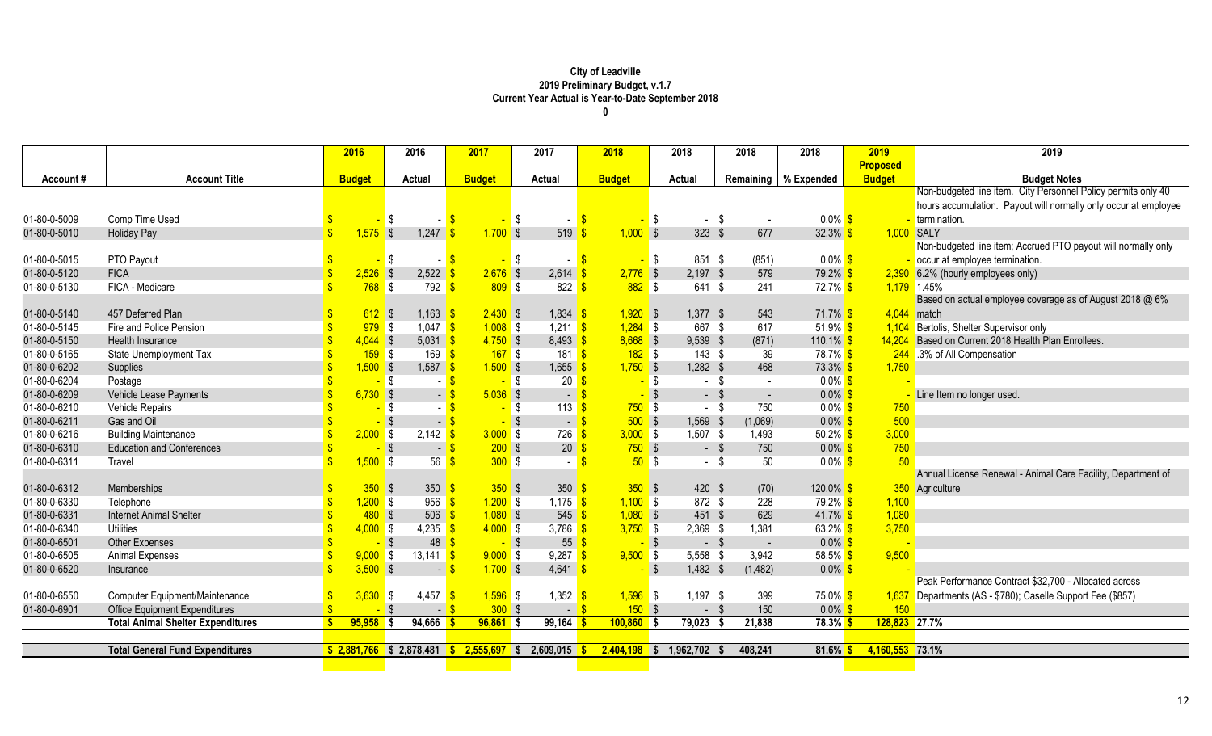**City of Leadville**
**2019 Preliminary Budget, v.1.7**
**Current Year Actual is Year-to-Date September 2018**
**0**

| Account # | Account Title | 2016 Budget | 2016 Actual | 2017 Budget | 2017 Actual | 2018 Budget | 2018 Actual | 2018 Remaining | 2018 % Expended | 2019 Proposed Budget | 2019 Budget Notes |
|---|---|---|---|---|---|---|---|---|---|---|---|
| 01-80-0-5009 | Comp Time Used | $ - | $ - | $ - | $ - | $ - | $ - | $ - | 0.0% | $ - | Non-budgeted line item. City Personnel Policy permits only 40 hours accumulation. Payout will normally only occur at employee termination. |
| 01-80-0-5010 | Holiday Pay | $ 1,575 | $ 1,247 | $ 1,700 | $ 519 | $ 1,000 | $ 323 | $ 677 | 32.3% | $ 1,000 | SALY |
| 01-80-0-5015 | PTO Payout | $ - | $ - | $ - | $ - | $ - | $ 851 | $ (851) | 0.0% | $ - | Non-budgeted line item; Accrued PTO payout will normally only occur at employee termination. |
| 01-80-0-5120 | FICA | $ 2,526 | $ 2,522 | $ 2,676 | $ 2,614 | $ 2,776 | $ 2,197 | $ 579 | 79.2% | $ 2,390 | 6.2% (hourly employees only) |
| 01-80-0-5130 | FICA - Medicare | $ 768 | $ 792 | $ 809 | $ 822 | $ 882 | $ 641 | $ 241 | 72.7% | $ 1,179 | 1.45% |
| 01-80-0-5140 | 457 Deferred Plan | $ 612 | $ 1,163 | $ 2,430 | $ 1,834 | $ 1,920 | $ 1,377 | $ 543 | 71.7% | $ 4,044 | Based on actual employee coverage as of August 2018 @ 6% match |
| 01-80-0-5145 | Fire and Police Pension | $ 979 | $ 1,047 | $ 1,008 | $ 1,211 | $ 1,284 | $ 667 | $ 617 | 51.9% | $ 1,104 | Bertolis, Shelter Supervisor only |
| 01-80-0-5150 | Health Insurance | $ 4,044 | $ 5,031 | $ 4,750 | $ 8,493 | $ 8,668 | $ 9,539 | $ (871) | 110.1% | $ 14,204 | Based on Current 2018 Health Plan Enrollees. |
| 01-80-0-5165 | State Unemployment Tax | $ 159 | $ 169 | $ 167 | $ 181 | $ 182 | $ 143 | $ 39 | 78.7% | $ 244 | .3% of All Compensation |
| 01-80-0-6202 | Supplies | $ 1,500 | $ 1,587 | $ 1,500 | $ 1,655 | $ 1,750 | $ 1,282 | $ 468 | 73.3% | $ 1,750 | |
| 01-80-0-6204 | Postage | $ - | $ - | $ - | $ 20 | $ - | $ - | $ - | 0.0% | $ - | |
| 01-80-0-6209 | Vehicle Lease Payments | $ 6,730 | $ - | $ 5,036 | $ - | $ - | $ - | $ - | 0.0% | $ - | Line Item no longer used. |
| 01-80-0-6210 | Vehicle Repairs | $ - | $ - | $ - | $ 113 | $ 750 | $ - | $ 750 | 0.0% | $ 750 | |
| 01-80-0-6211 | Gas and Oil | $ - | $ - | $ - | $ - | $ 500 | $ 1,569 | $ (1,069) | 0.0% | $ 500 | |
| 01-80-0-6216 | Building Maintenance | $ 2,000 | $ 2,142 | $ 3,000 | $ 726 | $ 3,000 | $ 1,507 | $ 1,493 | 50.2% | $ 3,000 | |
| 01-80-0-6310 | Education and Conferences | $ - | $ - | $ 200 | $ 20 | $ 750 | $ - | $ 750 | 0.0% | $ 750 | |
| 01-80-0-6311 | Travel | $ 1,500 | $ 56 | $ 300 | $ - | $ 50 | $ - | $ 50 | 0.0% | $ 50 | |
| 01-80-0-6312 | Memberships | $ 350 | $ 350 | $ 350 | $ 350 | $ 350 | $ 420 | $ (70) | 120.0% | $ 350 | Annual License Renewal - Animal Care Facility, Department of Agriculture |
| 01-80-0-6330 | Telephone | $ 1,200 | $ 956 | $ 1,200 | $ 1,175 | $ 1,100 | $ 872 | $ 228 | 79.2% | $ 1,100 | |
| 01-80-0-6331 | Internet Animal Shelter | $ 480 | $ 506 | $ 1,080 | $ 545 | $ 1,080 | $ 451 | $ 629 | 41.7% | $ 1,080 | |
| 01-80-0-6340 | Utilities | $ 4,000 | $ 4,235 | $ 4,000 | $ 3,786 | $ 3,750 | $ 2,369 | $ 1,381 | 63.2% | $ 3,750 | |
| 01-80-0-6501 | Other Expenses | $ - | $ 48 | $ - | $ 55 | $ - | $ - | $ - | 0.0% | $ - | |
| 01-80-0-6505 | Animal Expenses | $ 9,000 | $ 13,141 | $ 9,000 | $ 9,287 | $ 9,500 | $ 5,558 | $ 3,942 | 58.5% | $ 9,500 | |
| 01-80-0-6520 | Insurance | $ 3,500 | $ - | $ 1,700 | $ 4,641 | $ - | $ 1,482 | $ (1,482) | 0.0% | $ - | |
| 01-80-0-6550 | Computer Equipment/Maintenance | $ 3,630 | $ 4,457 | $ 1,596 | $ 1,352 | $ 1,596 | $ 1,197 | $ 399 | 75.0% | $ 1,637 | Peak Performance Contract $32,700 - Allocated across Departments (AS - $780); Caselle Support Fee ($857) |
| 01-80-0-6901 | Office Equipment Expenditures | $ - | $ - | $ 300 | $ - | $ 150 | $ - | $ 150 | 0.0% | $ 150 | |
| | **Total Animal Shelter Expenditures** | **$ 95,958** | **$ 94,666** | **$ 96,861** | **$ 99,164** | **$ 100,860** | **$ 79,023** | **$ 21,838** | **78.3%** | **$ 128,823** | **27.7%** |
| | **Total General Fund Expenditures** | **$ 2,881,766** | **$ 2,878,481** | **$ 2,555,697** | **$ 2,609,015** | **$ 2,404,198** | **$ 1,962,702** | **$ 408,241** | **81.6%** | **$ 4,160,553** | **73.1%** |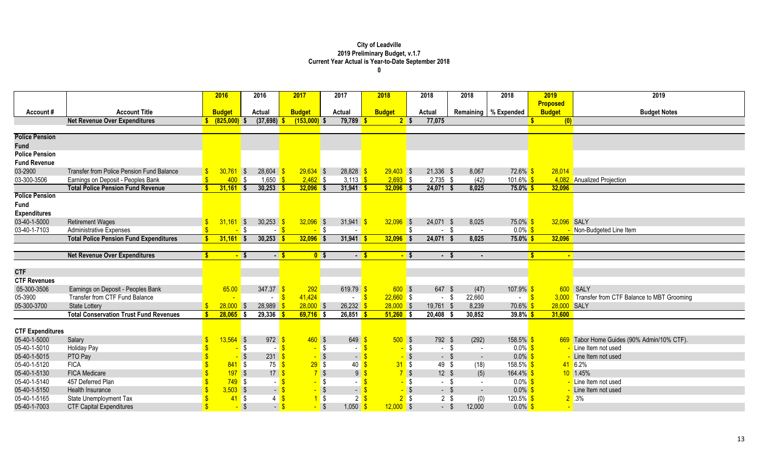**City of Leadville**
**2019 Preliminary Budget, v.1.7**
**Current Year Actual is Year-to-Date September 2018**
**0**

| Account # | Account Title | 2016 Budget | 2016 Actual | 2017 Budget | 2017 Actual | 2018 Budget | 2018 Actual | 2018 Remaining | 2018 % Expended | 2019 Proposed Budget | 2019 Budget Notes |
|---|---|---|---|---|---|---|---|---|---|---|---|
| | **Net Revenue Over Expenditures** | **$ (825,000)** | **$ (37,698)** | **$ (153,000)** | **$ 79,789** | **$ 2** | **$ 77,075** | | | **$ (0)** | |
| **Police Pension Fund** | | | | | | | | | | | |
| **Police Pension Fund Revenue** | | | | | | | | | | | |
| 03-2900 | Transfer from Police Pension Fund Balance | $ 30,761 | $ 28,604 | $ 29,634 | $ 28,828 | $ 29,403 | $ 21,336 | $ 8,067 | 72.6% | $ 28,014 | |
| 03-300-3506 | Earnings on Deposit - Peoples Bank | $ 400 | $ 1,650 | $ 2,462 | $ 3,113 | $ 2,693 | $ 2,735 | $ (42) | 101.6% | $ 4,082 | Anualized Projection |
| | **Total Police Pension Fund Revenue** | **$ 31,161** | **$ 30,253** | **$ 32,096** | **$ 31,941** | **$ 32,096** | **$ 24,071** | **$ 8,025** | **75.0%** | **$ 32,096** | |
| **Police Pension Fund Expenditures** | | | | | | | | | | | |
| 03-40-1-5000 | Retirement Wages | $ 31,161 | $ 30,253 | $ 32,096 | $ 31,941 | $ 32,096 | $ 24,071 | $ 8,025 | 75.0% | $ 32,096 | SALY |
| 03-40-1-7103 | Administrative Expenses | $ - | $ - | $ - | $ - | | $ - | $ - | 0.0% | $ - | Non-Budgeted Line Item |
| | **Total Police Pension Fund Expenditures** | **$ 31,161** | **$ 30,253** | **$ 32,096** | **$ 31,941** | **$ 32,096** | **$ 24,071** | **$ 8,025** | **75.0%** | **$ 32,096** | |
| | **Net Revenue Over Expenditures** | **$ -** | **$ -** | **$ 0** | **$ -** | **$ -** | **$ -** | **$ -** | | **$ -** | |
| **CTF** | | | | | | | | | | | |
| **CTF Revenues** | | | | | | | | | | | |
| 05-300-3506 | Earnings on Deposit - Peoples Bank | 65.00 | 347.37 | $ 292 | 619.79 | $ 600 | $ 647 | $ (47) | 107.9% | $ 600 | SALY |
| 05-3900 | Transfer from CTF Fund Balance | - | - | $ 41,424 | - | $ 22,660 | $ - | $ 22,660 | - | $ 3,000 | Transfer from CTF Balance to MBT Grooming |
| 05-300-3700 | State Lottery | $ 28,000 | $ 28,989 | $ 28,000 | $ 26,232 | $ 28,000 | $ 19,761 | $ 8,239 | 70.6% | $ 28,000 | SALY |
| | **Total Conservation Trust Fund Revenues** | **$ 28,065** | **$ 29,336** | **$ 69,716** | **$ 26,851** | **$ 51,260** | **$ 20,408** | **$ 30,852** | **39.8%** | **$ 31,600** | |
| **CTF Expenditures** | | | | | | | | | | | |
| 05-40-1-5000 | Salary | $ 13,564 | $ 972 | $ 460 | $ 649 | $ 500 | $ 792 | $ (292) | 158.5% | $ 669 | Tabor Home Guides (90% Admin/10% CTF). |
| 05-40-1-5010 | Holiday Pay | $ - | $ - | $ - | $ - | $ - | $ - | $ - | 0.0% | $ - | Line Item not used |
| 05-40-1-5015 | PTO Pay | $ - | $ 231 | $ - | $ - | $ - | $ - | $ - | 0.0% | $ - | Line Item not used |
| 05-40-1-5120 | FICA | $ 841 | $ 75 | $ 29 | $ 40 | $ 31 | $ 49 | $ (18) | 158.5% | $ 41 | 6.2% |
| 05-40-1-5130 | FICA Medicare | $ 197 | $ 17 | $ 7 | $ 9 | $ 7 | $ 12 | $ (5) | 164.4% | $ 10 | 1.45% |
| 05-40-1-5140 | 457 Deferred Plan | $ 749 | $ - | $ - | $ - | $ - | $ - | $ - | 0.0% | $ - | Line Item not used |
| 05-40-1-5150 | Health Insurance | $ 3,503 | $ - | $ - | $ - | $ - | $ - | $ - | 0.0% | $ - | Line Item not used |
| 05-40-1-5165 | State Unemployment Tax | $ 41 | $ 4 | $ 1 | $ 2 | $ 2 | $ 2 | $ (0) | 120.5% | $ 2 | .3% |
| 05-40-1-7003 | CTF Capital Expenditures | $ - | $ - | $ - | $ 1,050 | $ 12,000 | $ - | $ 12,000 | 0.0% | $ - | |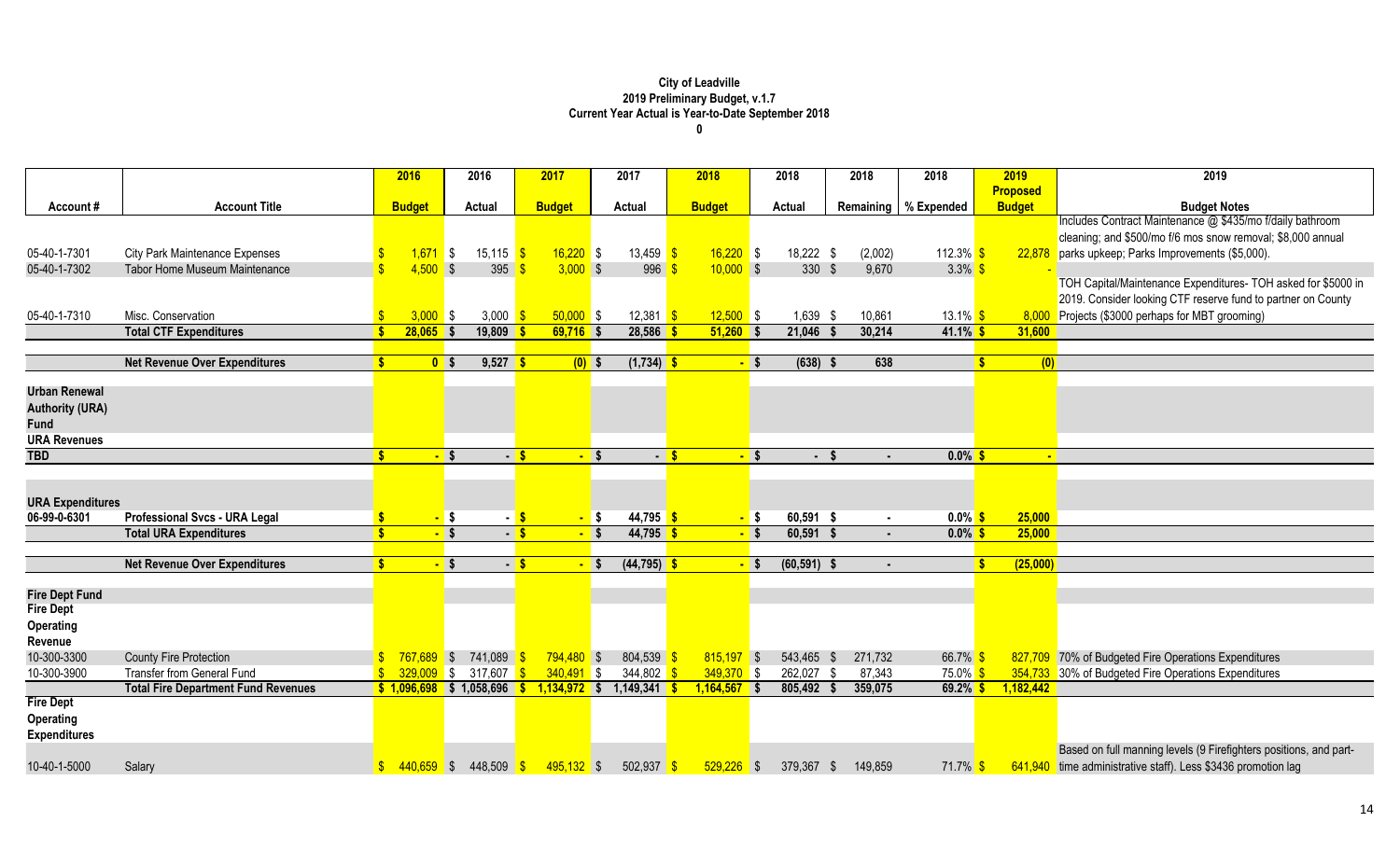**City of Leadville**
**2019 Preliminary Budget, v.1.7**
**Current Year Actual is Year-to-Date September 2018**
**0**

| Account # | Account Title | 2016 Budget | 2016 Actual | 2017 Budget | 2017 Actual | 2018 Budget | 2018 Actual | 2018 Remaining | 2018 % Expended | 2019 Proposed Budget | 2019 Budget Notes |
|---|---|---|---|---|---|---|---|---|---|---|---|
| 05-40-1-7301 | City Park Maintenance Expenses | $ 1,671 | $ 15,115 | $ 16,220 | $ 13,459 | $ 16,220 | $ 18,222 | $ (2,002) | 112.3% | $ 22,878 | Includes Contract Maintenance @ $435/mo f/daily bathroom cleaning; and $500/mo f/6 mos snow removal; $8,000 annual parks upkeep; Parks Improvements ($5,000). |
| 05-40-1-7302 | Tabor Home Museum Maintenance | $ 4,500 | $ 395 | $ 3,000 | $ 996 | $ 10,000 | $ 330 | $ 9,670 | 3.3% | $ - | |
| 05-40-1-7310 | Misc. Conservation | $ 3,000 | $ 3,000 | $ 50,000 | $ 12,381 | $ 12,500 | $ 1,639 | $ 10,861 | 13.1% | $ 8,000 | TOH Capital/Maintenance Expenditures- TOH asked for $5000 in 2019. Consider looking CTF reserve fund to partner on County Projects ($3000 perhaps for MBT grooming) |
| | **Total CTF Expenditures** | **$ 28,065** | **$ 19,809** | **$ 69,716** | **$ 28,586** | **$ 51,260** | **$ 21,046** | **$ 30,214** | **41.1%** | **$ 31,600** | |
| | | | | | | | | | | | |
| | **Net Revenue Over Expenditures** | **$ 0** | **$ 9,527** | **$ (0)** | **$ (1,734)** | **$ -** | **$ (638)** | **$ 638** | | **$ (0)** | |
| | | | | | | | | | | | |
| **Urban Renewal Authority (URA) Fund** | | | | | | | | | | | |
| **URA Revenues** | | | | | | | | | | | |
| **TBD** | | **$ -** | **$ -** | **$ -** | **$ -** | **$ -** | **$ -** | **$ -** | **0.0%** | **$ -** | |
| | | | | | | | | | | | |
| **URA Expenditures** | | | | | | | | | | | |
| **06-99-0-6301** | **Professional Svcs - URA Legal** | **$ -** | **$ -** | **$ -** | **$ 44,795** | **$ -** | **$ 60,591** | **$ -** | **0.0%** | **$ 25,000** | |
| | **Total URA Expenditures** | **$ -** | **$ -** | **$ -** | **$ 44,795** | **$ -** | **$ 60,591** | **$ -** | **0.0%** | **$ 25,000** | |
| | | | | | | | | | | | |
| | **Net Revenue Over Expenditures** | **$ -** | **$ -** | **$ -** | **$ (44,795)** | **$ -** | **$ (60,591)** | **$ -** | | **$ (25,000)** | |
| | | | | | | | | | | | |
| **Fire Dept Fund** | | | | | | | | | | | |
| **Fire Dept Operating Revenue** | | | | | | | | | | | |
| 10-300-3300 | County Fire Protection | $ 767,689 | $ 741,089 | $ 794,480 | $ 804,539 | $ 815,197 | $ 543,465 | $ 271,732 | 66.7% | $ 827,709 | 70% of Budgeted Fire Operations Expenditures |
| 10-300-3900 | Transfer from General Fund | $ 329,009 | $ 317,607 | $ 340,491 | $ 344,802 | $ 349,370 | $ 262,027 | $ 87,343 | 75.0% | $ 354,733 | 30% of Budgeted Fire Operations Expenditures |
| | **Total Fire Department Fund Revenues** | **$ 1,096,698** | **$ 1,058,696** | **$ 1,134,972** | **$ 1,149,341** | **$ 1,164,567** | **$ 805,492** | **$ 359,075** | **69.2%** | **$ 1,182,442** | |
| **Fire Dept Operating Expenditures** | | | | | | | | | | | |
| 10-40-1-5000 | Salary | $ 440,659 | $ 448,509 | $ 495,132 | $ 502,937 | $ 529,226 | $ 379,367 | $ 149,859 | 71.7% | $ 641,940 | Based on full manning levels (9 Firefighters positions, and part-time administrative staff). Less $3436 promotion lag |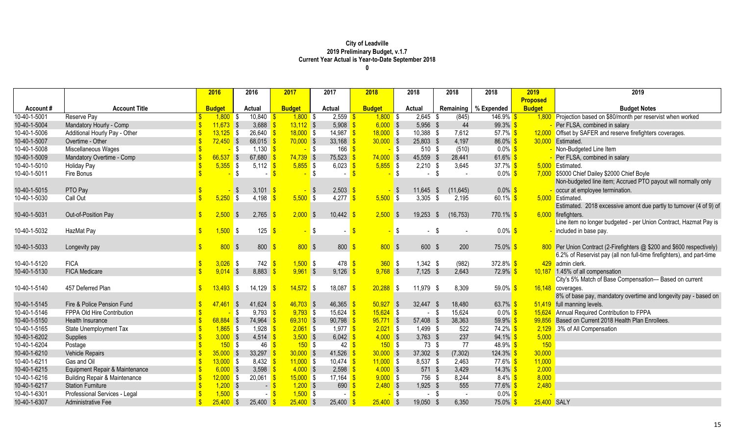**City of Leadville**
**2019 Preliminary Budget, v.1.7**
**Current Year Actual is Year-to-Date September 2018**
**0**

| Account # | Account Title | 2016 Budget | 2016 Actual | 2017 Budget | 2017 Actual | 2018 Budget | 2018 Actual | 2018 Remaining | 2018 % Expended | 2019 Proposed Budget | 2019 Budget Notes |
|---|---|---|---|---|---|---|---|---|---|---|---|
| 10-40-1-5001 | Reserve Pay | $ 1,800 | $ 10,840 | $ 1,800 | $ 2,559 | $ 1,800 | $ 2,645 | $ (845) | 146.9% | $ 1,800 | Projection based on $80/month per reservist when worked |
| 10-40-1-5004 | Mandatory Hourly - Comp | $ 11,673 | $ 3,688 | $ 13,112 | $ 5,908 | $ 6,000 | $ 5,956 | $ 44 | 99.3% | $ - | Per FLSA, combined in salary |
| 10-40-1-5006 | Additional Hourly Pay - Other | $ 13,125 | $ 26,640 | $ 18,000 | $ 14,987 | $ 18,000 | $ 10,388 | $ 7,612 | 57.7% | $ 12,000 | Offset by SAFER and reserve firefighters coverages. |
| 10-40-1-5007 | Overtime - Other | $ 72,450 | $ 68,015 | $ 70,000 | $ 33,168 | $ 30,000 | $ 25,803 | $ 4,197 | 86.0% | $ 30,000 | Estimated. |
| 10-40-1-5008 | Miscellaneous Wages | $ - | $ 1,130 | $ - | $ 166 | $ - | $ 510 | $ (510) | 0.0% | $ - | Non-Budgeted Line Item |
| 10-40-1-5009 | Mandatory Overtime - Comp | $ 66,537 | $ 67,680 | $ 74,739 | $ 75,523 | $ 74,000 | $ 45,559 | $ 28,441 | 61.6% | $ - | Per FLSA, combined in salary |
| 10-40-1-5010 | Holiday Pay | $ 5,355 | $ 5,112 | $ 5,855 | $ 6,023 | $ 5,855 | $ 2,210 | $ 3,645 | 37.7% | $ 5,000 | Estimated. |
| 10-40-1-5011 | Fire Bonus | $ - | $ - | $ - | $ - | $ - | $ - | $ - | 0.0% | $ 7,000 | $5000 Chief Dailey $2000 Chief Boyle |
| 10-40-1-5015 | PTO Pay | $ - | $ 3,101 | $ - | $ 2,503 | $ - | $ 11,645 | $ (11,645) | 0.0% | $ - | Non-budgeted line item; Accrued PTO payout will normally only occur at employee termination. |
| 10-40-1-5030 | Call Out | $ 5,250 | $ 4,198 | $ 5,500 | $ 4,277 | $ 5,500 | $ 3,305 | $ 2,195 | 60.1% | $ 5,000 | Estimated. |
| 10-40-1-5031 | Out-of-Position Pay | $ 2,500 | $ 2,765 | $ 2,000 | $ 10,442 | $ 2,500 | $ 19,253 | $ (16,753) | 770.1% | $ 6,000 | Estimated. 2018 excessive amont due partly to turnover (4 of 9) of firefighters. |
| 10-40-1-5032 | HazMat Pay | $ 1,500 | $ 125 | $ - | $ - | $ - | $ - | $ - | 0.0% | $ - | Line item no longer budgeted - per Union Contract, Hazmat Pay is included in base pay. |
| 10-40-1-5033 | Longevity pay | $ 800 | $ 800 | $ 800 | $ 800 | $ 800 | $ 600 | $ 200 | 75.0% | $ 800 | Per Union Contract (2-Firefighters @ $200 and $600 respectively) |
| 10-40-1-5120 | FICA | $ 3,026 | $ 742 | $ 1,500 | $ 478 | $ 360 | $ 1,342 | $ (982) | 372.8% | $ 429 | 6.2% of Reservist pay (all non full-time firefighters), and part-time admin clerk. |
| 10-40-1-5130 | FICA Medicare | $ 9,014 | $ 8,883 | $ 9,961 | $ 9,126 | $ 9,768 | $ 7,125 | $ 2,643 | 72.9% | $ 10,187 | 1.45% of all compensation |
| 10-40-1-5140 | 457 Deferred Plan | $ 13,493 | $ 14,129 | $ 14,572 | $ 18,087 | $ 20,288 | $ 11,979 | $ 8,309 | 59.0% | $ 16,148 | City's 5% Match of Base Compensation--- Based on current coverages. |
| 10-40-1-5145 | Fire & Police Pension Fund | $ 47,461 | $ 41,624 | $ 46,703 | $ 46,365 | $ 50,927 | $ 32,447 | $ 18,480 | 63.7% | $ 51,419 | 8% of base pay, mandatory overtime and longevity pay - based on full manning levels. |
| 10-40-1-5146 | FPPA Old Hire Contribution | $ - | $ 9,793 | $ 9,793 | $ 15,624 | $ 15,624 | $ - | $ 15,624 | 0.0% | $ 15,624 | Annual Required Contribution to FPPA |
| 10-40-1-5150 | Health Insurance | $ 68,884 | $ 74,964 | $ 69,310 | $ 90,798 | $ 95,771 | $ 57,408 | $ 38,363 | 59.9% | $ 99,856 | Based on Current 2018 Health Plan Enrollees. |
| 10-40-1-5165 | State Unemployment Tax | $ 1,865 | $ 1,928 | $ 2,061 | $ 1,977 | $ 2,021 | $ 1,499 | $ 522 | 74.2% | $ 2,129 | .3% of All Compensation |
| 10-40-1-6202 | Supplies | $ 3,000 | $ 4,514 | $ 3,500 | $ 6,042 | $ 4,000 | $ 3,763 | $ 237 | 94.1% | $ 5,000 | |
| 10-40-1-6204 | Postage | $ 150 | $ 46 | $ 150 | $ 42 | $ 150 | $ 73 | $ 77 | 48.9% | $ 150 | |
| 10-40-1-6210 | Vehicle Repairs | $ 35,000 | $ 33,297 | $ 30,000 | $ 41,526 | $ 30,000 | $ 37,302 | $ (7,302) | 124.3% | $ 30,000 | |
| 10-40-1-6211 | Gas and Oil | $ 13,000 | $ 8,432 | $ 11,000 | $ 10,474 | $ 11,000 | $ 8,537 | $ 2,463 | 77.6% | $ 11,000 | |
| 10-40-1-6215 | Equipment Repair & Maintenance | $ 6,000 | $ 3,598 | $ 4,000 | $ 2,598 | $ 4,000 | $ 571 | $ 3,429 | 14.3% | $ 2,000 | |
| 10-40-1-6216 | Building Repair & Maintenance | $ 12,000 | $ 20,061 | $ 15,000 | $ 17,164 | $ 9,000 | $ 756 | $ 8,244 | 8.4% | $ 8,000 | |
| 10-40-1-6217 | Station Furniture | $ 1,200 | $ - | $ 1,200 | $ 690 | $ 2,480 | $ 1,925 | $ 555 | 77.6% | $ 2,480 | |
| 10-40-1-6301 | Professional Services - Legal | $ 1,500 | $ - | $ 1,500 | $ - | $ - | $ - | $ - | 0.0% | $ - | |
| 10-40-1-6307 | Administrative Fee | $ 25,400 | $ 25,400 | $ 25,400 | $ 25,400 | $ 25,400 | $ 19,050 | $ 6,350 | 75.0% | $ 25,400 | SALY |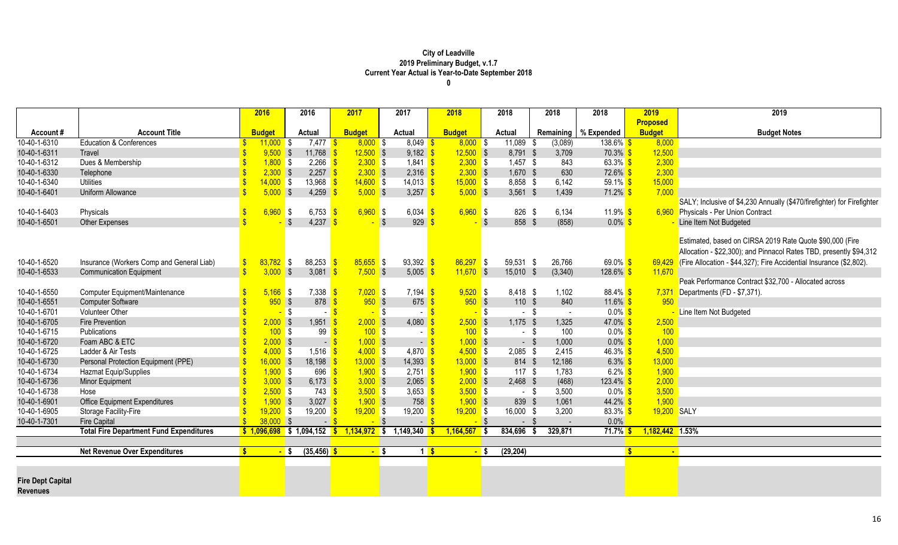**City of Leadville**
**2019 Preliminary Budget, v.1.7**
**Current Year Actual is Year-to-Date September 2018**
**0**

| Account # | Account Title | 2016 Budget | 2016 Actual | 2017 Budget | 2017 Actual | 2018 Budget | 2018 Actual | 2018 Remaining | 2018 % Expended | 2019 Proposed Budget | 2019 Budget Notes |
|---|---|---|---|---|---|---|---|---|---|---|---|
| 10-40-1-6310 | Education & Conferences | $ 11,000 | $ 7,477 | $ 8,000 | $ 8,049 | $ 8,000 | $ 11,089 | $ (3,089) | 138.6% | $ 8,000 | |
| 10-40-1-6311 | Travel | $ 9,500 | $ 11,768 | $ 12,500 | $ 9,182 | $ 12,500 | $ 8,791 | $ 3,709 | 70.3% | $ 12,500 | |
| 10-40-1-6312 | Dues & Membership | $ 1,800 | $ 2,266 | $ 2,300 | $ 1,841 | $ 2,300 | $ 1,457 | $ 843 | 63.3% | $ 2,300 | |
| 10-40-1-6330 | Telephone | $ 2,300 | $ 2,257 | $ 2,300 | $ 2,316 | $ 2,300 | $ 1,670 | $ 630 | 72.6% | $ 2,300 | |
| 10-40-1-6340 | Utilities | $ 14,000 | $ 13,968 | $ 14,600 | $ 14,013 | $ 15,000 | $ 8,858 | $ 6,142 | 59.1% | $ 15,000 | |
| 10-40-1-6401 | Uniform Allowance | $ 5,000 | $ 4,259 | $ 5,000 | $ 3,257 | $ 5,000 | $ 3,561 | $ 1,439 | 71.2% | $ 7,000 | |
| 10-40-1-6403 | Physicals | $ 6,960 | $ 6,753 | $ 6,960 | $ 6,034 | $ 6,960 | $ 826 | $ 6,134 | 11.9% | $ 6,960 | SALY; Inclusive of $4,230 Annually ($470/firefighter) for Firefighter Physicals - Per Union Contract |
| 10-40-1-6501 | Other Expenses | $ - | $ 4,237 | $ - | $ 929 | $ - | $ 858 | $ (858) | 0.0% | $ - | Line Item Not Budgeted |
| 10-40-1-6520 | Insurance (Workers Comp and General Liab) | $ 83,782 | $ 88,253 | $ 85,655 | $ 93,392 | $ 86,297 | $ 59,531 | $ 26,766 | 69.0% | $ 69,429 | Estimated, based on CIRSA 2019 Rate Quote $90,000 (Fire Allocation - $22,300); and Pinnacol Rates TBD, presently $94,312 (Fire Allocation - $44,327); Fire Accidential Insurance ($2,802). |
| 10-40-1-6533 | Communication Equipment | $ 3,000 | $ 3,081 | $ 7,500 | $ 5,005 | $ 11,670 | $ 15,010 | $ (3,340) | 128.6% | $ 11,670 | |
| 10-40-1-6550 | Computer Equipment/Maintenance | $ 5,166 | $ 7,338 | $ 7,020 | $ 7,194 | $ 9,520 | $ 8,418 | $ 1,102 | 88.4% | $ 7,371 | Peak Performance Contract $32,700 - Allocated across Departments (FD - $7,371). |
| 10-40-1-6551 | Computer Software | $ 950 | $ 878 | $ 950 | $ 675 | $ 950 | $ 110 | $ 840 | 11.6% | $ 950 | |
| 10-40-1-6701 | Volunteer Other | $ - | $ - | $ - | $ - | $ - | $ - | $ - | 0.0% | $ - | Line Item Not Budgeted |
| 10-40-1-6705 | Fire Prevention | $ 2,000 | $ 1,951 | $ 2,000 | $ 4,080 | $ 2,500 | $ 1,175 | $ 1,325 | 47.0% | $ 2,500 | |
| 10-40-1-6715 | Publications | $ 100 | $ 99 | $ 100 | $ - | $ 100 | $ - | $ 100 | 0.0% | $ 100 | |
| 10-40-1-6720 | Foam ABC & ETC | $ 2,000 | $ - | $ 1,000 | $ - | $ 1,000 | $ - | $ 1,000 | 0.0% | $ 1,000 | |
| 10-40-1-6725 | Ladder & Air Tests | $ 4,000 | $ 1,516 | $ 4,000 | $ 4,870 | $ 4,500 | $ 2,085 | $ 2,415 | 46.3% | $ 4,500 | |
| 10-40-1-6730 | Personal Protection Equipment (PPE) | $ 16,000 | $ 18,198 | $ 13,000 | $ 14,393 | $ 13,000 | $ 814 | $ 12,186 | 6.3% | $ 13,000 | |
| 10-40-1-6734 | Hazmat Equip/Supplies | $ 1,900 | $ 696 | $ 1,900 | $ 2,751 | $ 1,900 | $ 117 | $ 1,783 | 6.2% | $ 1,900 | |
| 10-40-1-6736 | Minor Equipment | $ 3,000 | $ 6,173 | $ 3,000 | $ 2,065 | $ 2,000 | $ 2,468 | $ (468) | 123.4% | $ 2,000 | |
| 10-40-1-6738 | Hose | $ 2,500 | $ 743 | $ 3,500 | $ 3,653 | $ 3,500 | $ - | $ 3,500 | 0.0% | $ 3,500 | |
| 10-40-1-6901 | Office Equipment Expenditures | $ 1,900 | $ 3,027 | $ 1,900 | $ 758 | $ 1,900 | $ 839 | $ 1,061 | 44.2% | $ 1,900 | |
| 10-40-1-6905 | Storage Facility-Fire | $ 19,200 | $ 19,200 | $ 19,200 | $ 19,200 | $ 19,200 | $ 16,000 | $ 3,200 | 83.3% | $ 19,200 | SALY |
| 10-40-1-7301 | Fire Capital | $ 38,000 | $ - | $ - | $ - | $ - | $ - | $ - | 0.0% | | |
| | **Total Fire Department Fund Expenditures** | **$ 1,096,698** | **$ 1,094,152** | **$ 1,134,972** | **$ 1,149,340** | **$ 1,164,567** | **$ 834,696** | **$ 329,871** | **71.7%** | **$ 1,182,442** | **1.53%** |
| | | | | | | | | | | | |
| | **Net Revenue Over Expenditures** | **$ -** | **$ (35,456)** | **$ -** | **$ 1** | **$ -** | **$ (29,204)** | | | **$ -** | |
| | | | | | | | | | | | |
| **Fire Dept Capital Revenues** | | | | | | | | | | | |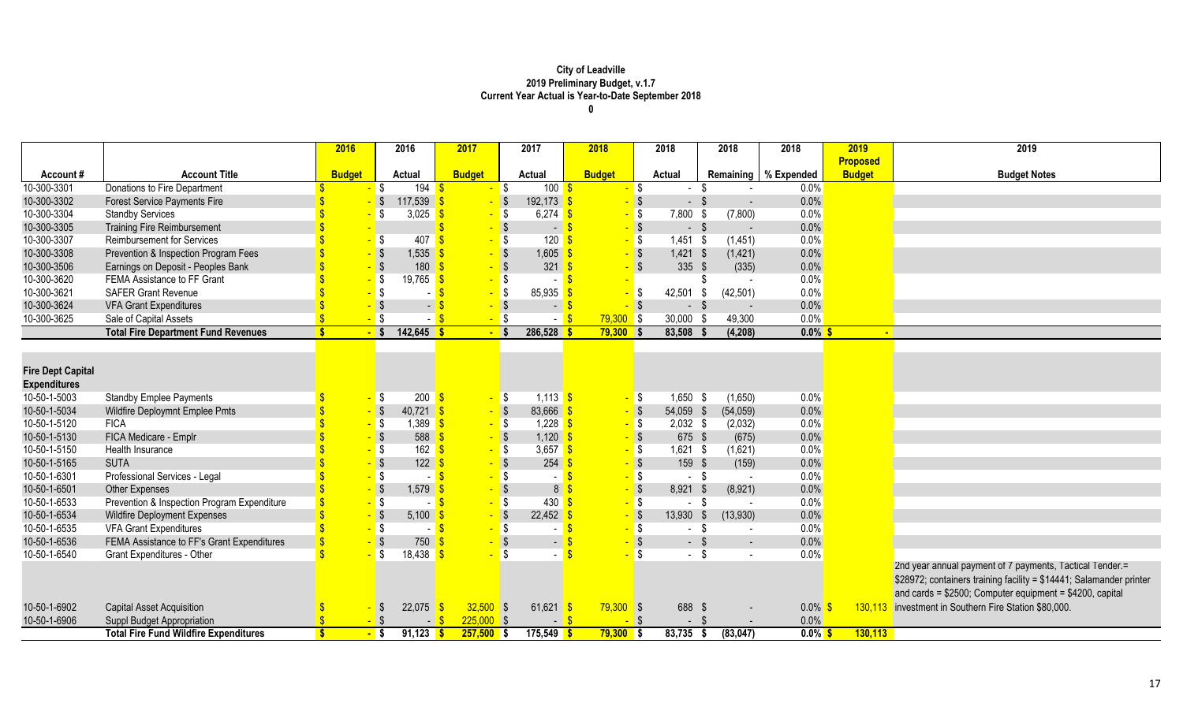**City of Leadville**
**2019 Preliminary Budget, v.1.7**
**Current Year Actual is Year-to-Date September 2018**
**0**

| Account # | Account Title | 2016 Budget | 2016 Actual | 2017 Budget | 2017 Actual | 2018 Budget | 2018 Actual | 2018 Remaining | 2018 % Expended | 2019 Proposed Budget | 2019 Budget Notes |
|---|---|---|---|---|---|---|---|---|---|---|---|
| 10-300-3301 | Donations to Fire Department | $ - | $ 194 | $ - | $ 100 | $ - | $ - | $ - | 0.0% | | |
| 10-300-3302 | Forest Service Payments Fire | $ - | $ 117,539 | $ - | $ 192,173 | $ - | $ - | $ - | 0.0% | | |
| 10-300-3304 | Standby Services | $ - | $ 3,025 | $ - | $ 6,274 | $ - | $ 7,800 | $ (7,800) | 0.0% | | |
| 10-300-3305 | Training Fire Reimbursement | $ - | | $ - | $ - | $ - | $ - | $ - | 0.0% | | |
| 10-300-3307 | Reimbursement for Services | $ - | $ 407 | $ - | $ 120 | $ - | $ 1,451 | $ (1,451) | 0.0% | | |
| 10-300-3308 | Prevention & Inspection Program Fees | $ - | $ 1,535 | $ - | $ 1,605 | $ - | $ 1,421 | $ (1,421) | 0.0% | | |
| 10-300-3506 | Earnings on Deposit - Peoples Bank | $ - | $ 180 | $ - | $ 321 | $ - | $ 335 | $ (335) | 0.0% | | |
| 10-300-3620 | FEMA Assistance to FF Grant | $ - | $ 19,765 | $ - | $ - | $ - | | $ - | 0.0% | | |
| 10-300-3621 | SAFER Grant Revenue | $ - | $ - | $ - | $ 85,935 | $ - | $ 42,501 | $ (42,501) | 0.0% | | |
| 10-300-3624 | VFA Grant Expenditures | $ - | $ - | $ - | $ - | $ - | $ - | $ - | 0.0% | | |
| 10-300-3625 | Sale of Capital Assets | $ - | $ - | $ - | $ - | $ 79,300 | $ 30,000 | $ 49,300 | 0.0% | | |
| | **Total Fire Department Fund Revenues** | **$ -** | **$ 142,645** | **$ -** | **$ 286,528** | **$ 79,300** | **$ 83,508** | **$ (4,208)** | **0.0%** | **$ -** | |
| **Fire Dept Capital Expenditures** | | | | | | | | | | | |
| 10-50-1-5003 | Standby Emplee Payments | $ - | $ 200 | $ - | $ 1,113 | $ - | $ 1,650 | $ (1,650) | 0.0% | | |
| 10-50-1-5034 | Wildfire Deploymnt Emplee Pmts | $ - | $ 40,721 | $ - | $ 83,666 | $ - | $ 54,059 | $ (54,059) | 0.0% | | |
| 10-50-1-5120 | FICA | $ - | $ 1,389 | $ - | $ 1,228 | $ - | $ 2,032 | $ (2,032) | 0.0% | | |
| 10-50-1-5130 | FICA Medicare - Emplr | $ - | $ 588 | $ - | $ 1,120 | $ - | $ 675 | $ (675) | 0.0% | | |
| 10-50-1-5150 | Health Insurance | $ - | $ 162 | $ - | $ 3,657 | $ - | $ 1,621 | $ (1,621) | 0.0% | | |
| 10-50-1-5165 | SUTA | $ - | $ 122 | $ - | $ 254 | $ - | $ 159 | $ (159) | 0.0% | | |
| 10-50-1-6301 | Professional Services - Legal | $ - | $ - | $ - | $ - | $ - | $ - | $ - | 0.0% | | |
| 10-50-1-6501 | Other Expenses | $ - | $ 1,579 | $ - | $ 8 | $ - | $ 8,921 | $ (8,921) | 0.0% | | |
| 10-50-1-6533 | Prevention & Inspection Program Expenditure | $ - | $ - | $ - | $ 430 | $ - | $ - | $ - | 0.0% | | |
| 10-50-1-6534 | Wildfire Deployment Expenses | $ - | $ 5,100 | $ - | $ 22,452 | $ - | $ 13,930 | $ (13,930) | 0.0% | | |
| 10-50-1-6535 | VFA Grant Expenditures | $ - | $ - | $ - | $ - | $ - | $ - | $ - | 0.0% | | |
| 10-50-1-6536 | FEMA Assistance to FF's Grant Expenditures | $ - | $ 750 | $ - | $ - | $ - | $ - | $ - | 0.0% | | |
| 10-50-1-6540 | Grant Expenditures - Other | $ - | $ 18,438 | $ - | $ - | $ - | $ - | $ - | 0.0% | | |
| 10-50-1-6902 | Capital Asset Acquisition | $ - | $ 22,075 | $ 32,500 | $ 61,621 | $ 79,300 | $ 688 | $ - | 0.0% | $ 130,113 | 2nd year annual payment of 7 payments, Tactical Tender.= \$28972; containers training facility = \$14441; Salamander printer and cards = \$2500; Computer equipment = \$4200, capital investment in Southern Fire Station \$80,000. |
| 10-50-1-6906 | Suppl Budget Appropriation | $ - | $ - | $ 225,000 | $ - | $ - | $ - | $ - | 0.0% | | |
| | **Total Fire Fund Wildfire Expenditures** | **$ -** | **$ 91,123** | **$ 257,500** | **$ 175,549** | **$ 79,300** | **$ 83,735** | **$ (83,047)** | **0.0%** | **$ 130,113** | |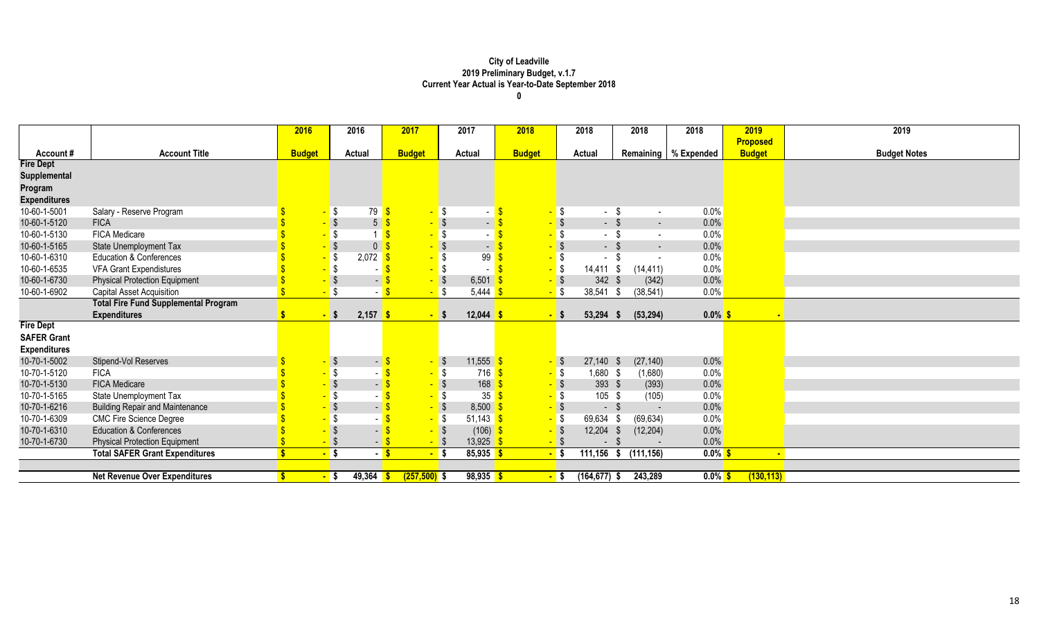# City of Leadville
## 2019 Preliminary Budget, v.1.7
### Current Year Actual is Year-to-Date September 2018
### 0

| Account # | Account Title | 2016 Budget | 2016 Actual | 2017 Budget | 2017 Actual | 2018 Budget | 2018 Actual | 2018 Remaining | 2018 % Expended | 2019 Proposed Budget | 2019 Budget Notes |
|---|---|---|---|---|---|---|---|---|---|---|---|
| **Fire Dept Supplemental Program Expenditures** | | | | | | | | | | | |
| 10-60-1-5001 | Salary - Reserve Program | $ - | $ 79 | $ - | $ - | $ - | $ - | $ - | 0.0% | | |
| 10-60-1-5120 | FICA | $ - | $ 5 | $ - | $ - | $ - | $ - | $ - | 0.0% | | |
| 10-60-1-5130 | FICA Medicare | $ - | $ 1 | $ - | $ - | $ - | $ - | $ - | 0.0% | | |
| 10-60-1-5165 | State Unemployment Tax | $ - | $ 0 | $ - | $ - | $ - | $ - | $ - | 0.0% | | |
| 10-60-1-6310 | Education & Conferences | $ - | $ 2,072 | $ - | $ 99 | $ - | $ - | $ - | 0.0% | | |
| 10-60-1-6535 | VFA Grant Expenditures | $ - | $ - | $ - | $ - | $ - | $ 14,411 | $ (14,411) | 0.0% | | |
| 10-60-1-6730 | Physical Protection Equipment | $ - | $ - | $ - | $ 6,501 | $ - | $ 342 | $ (342) | 0.0% | | |
| 10-60-1-6902 | Capital Asset Acquisition | $ - | $ - | $ - | $ 5,444 | $ - | $ 38,541 | $ (38,541) | 0.0% | | |
| | **Total Fire Fund Supplemental Program Expenditures** | **$ -** | **$ 2,157** | **$ -** | **$ 12,044** | **$ -** | **$ 53,294** | **$ (53,294)** | **0.0%** | **$ -** | |
| **Fire Dept SAFER Grant Expenditures** | | | | | | | | | | | |
| 10-70-1-5002 | Stipend-Vol Reserves | $ - | $ - | $ - | $ 11,555 | $ - | $ 27,140 | $ (27,140) | 0.0% | | |
| 10-70-1-5120 | FICA | $ - | $ - | $ - | $ 716 | $ - | $ 1,680 | $ (1,680) | 0.0% | | |
| 10-70-1-5130 | FICA Medicare | $ - | $ - | $ - | $ 168 | $ - | $ 393 | $ (393) | 0.0% | | |
| 10-70-1-5165 | State Unemployment Tax | $ - | $ - | $ - | $ 35 | $ - | $ 105 | $ (105) | 0.0% | | |
| 10-70-1-6216 | Building Repair and Maintenance | $ - | $ - | $ - | $ 8,500 | $ - | $ - | $ - | 0.0% | | |
| 10-70-1-6309 | CMC Fire Science Degree | $ - | $ - | $ - | $ 51,143 | $ - | $ 69,634 | $ (69,634) | 0.0% | | |
| 10-70-1-6310 | Education & Conferences | $ - | $ - | $ - | $ (106) | $ - | $ 12,204 | $ (12,204) | 0.0% | | |
| 10-70-1-6730 | Physical Protection Equipment | $ - | $ - | $ - | $ 13,925 | $ - | $ - | $ - | 0.0% | | |
| | **Total SAFER Grant Expenditures** | **$ -** | **$ -** | **$ -** | **$ 85,935** | **$ -** | **$ 111,156** | **$ (111,156)** | **0.0%** | **$ -** | |
| | | | | | | | | | | | |
| | **Net Revenue Over Expenditures** | **$ -** | **$ 49,364** | **$ (257,500)** | **$ 98,935** | **$ -** | **$ (164,677)** | **$ 243,289** | **0.0%** | **$ (130,113)** | |